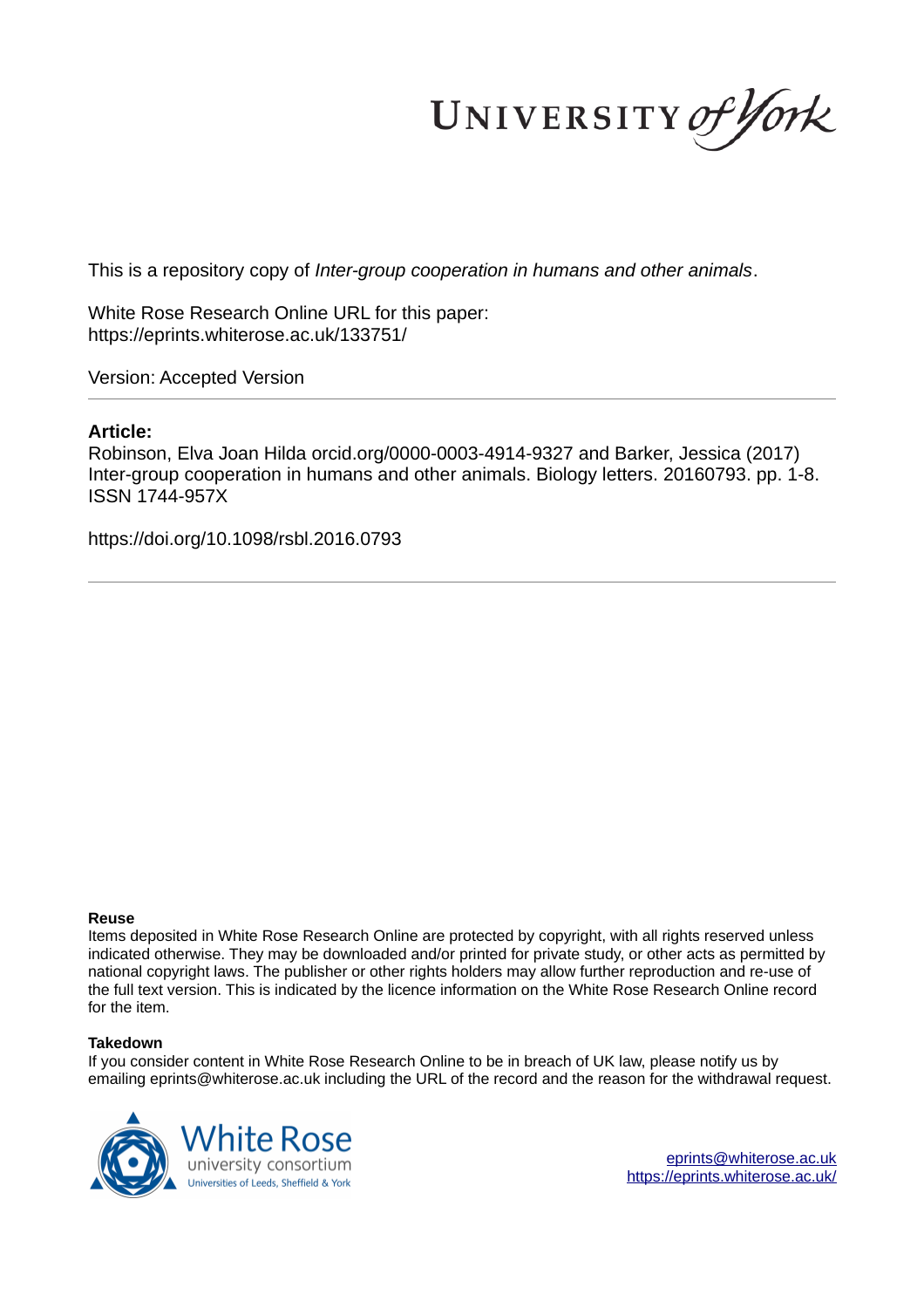This is a repository copy of *Inter-group cooperation in humans and other animals*.

White Rose Research Online URL for this paper:
https://eprints.whiterose.ac.uk/133751/

Version: Accepted Version

## Article:

Robinson, Elva Joan Hilda orcid.org/0000-0003-4914-9327 and Barker, Jessica (2017) Inter-group cooperation in humans and other animals. Biology letters. 20160793. pp. 1-8. ISSN 1744-957X

https://doi.org/10.1098/rsbl.2016.0793

### Reuse

Items deposited in White Rose Research Online are protected by copyright, with all rights reserved unless indicated otherwise. They may be downloaded and/or printed for private study, or other acts as permitted by national copyright laws. The publisher or other rights holders may allow further reproduction and re-use of the full text version. This is indicated by the licence information on the White Rose Research Online record for the item.

### Takedown

If you consider content in White Rose Research Online to be in breach of UK law, please notify us by emailing eprints@whiterose.ac.uk including the URL of the record and the reason for the withdrawal request.

eprints@whiterose.ac.uk
https://eprints.whiterose.ac.uk/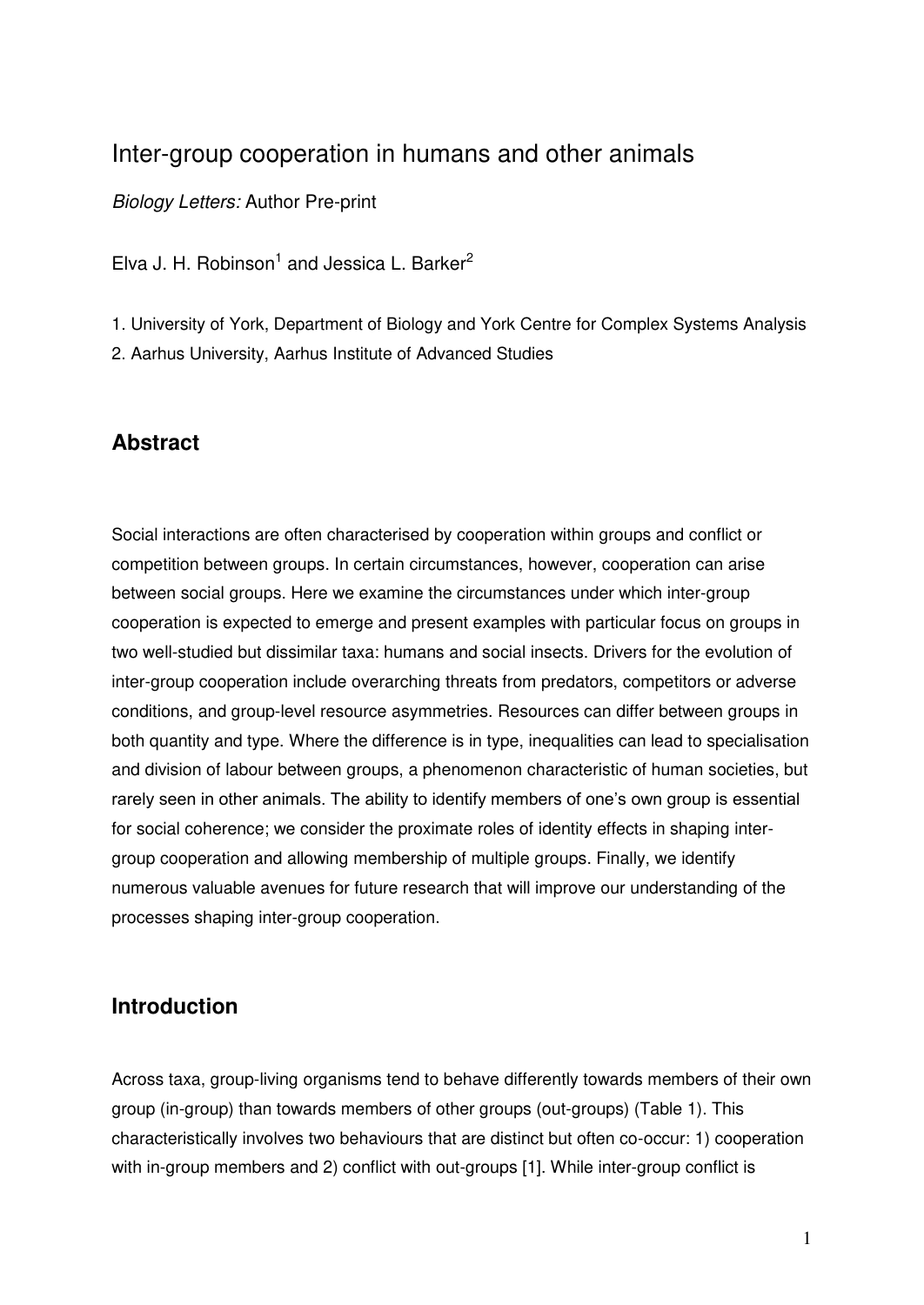# Inter-group cooperation in humans and other animals

*Biology Letters:* Author Pre-print

Elva J. H. Robinson[1] and Jessica L. Barker[2]

1. University of York, Department of Biology and York Centre for Complex Systems Analysis
2. Aarhus University, Aarhus Institute of Advanced Studies

## Abstract

Social interactions are often characterised by cooperation within groups and conflict or competition between groups. In certain circumstances, however, cooperation can arise between social groups. Here we examine the circumstances under which inter-group cooperation is expected to emerge and present examples with particular focus on groups in two well-studied but dissimilar taxa: humans and social insects. Drivers for the evolution of inter-group cooperation include overarching threats from predators, competitors or adverse conditions, and group-level resource asymmetries. Resources can differ between groups in both quantity and type. Where the difference is in type, inequalities can lead to specialisation and division of labour between groups, a phenomenon characteristic of human societies, but rarely seen in other animals. The ability to identify members of one's own group is essential for social coherence; we consider the proximate roles of identity effects in shaping inter-group cooperation and allowing membership of multiple groups. Finally, we identify numerous valuable avenues for future research that will improve our understanding of the processes shaping inter-group cooperation.

## Introduction

Across taxa, group-living organisms tend to behave differently towards members of their own group (in-group) than towards members of other groups (out-groups) (Table 1). This characteristically involves two behaviours that are distinct but often co-occur: 1) cooperation with in-group members and 2) conflict with out-groups [1]. While inter-group conflict is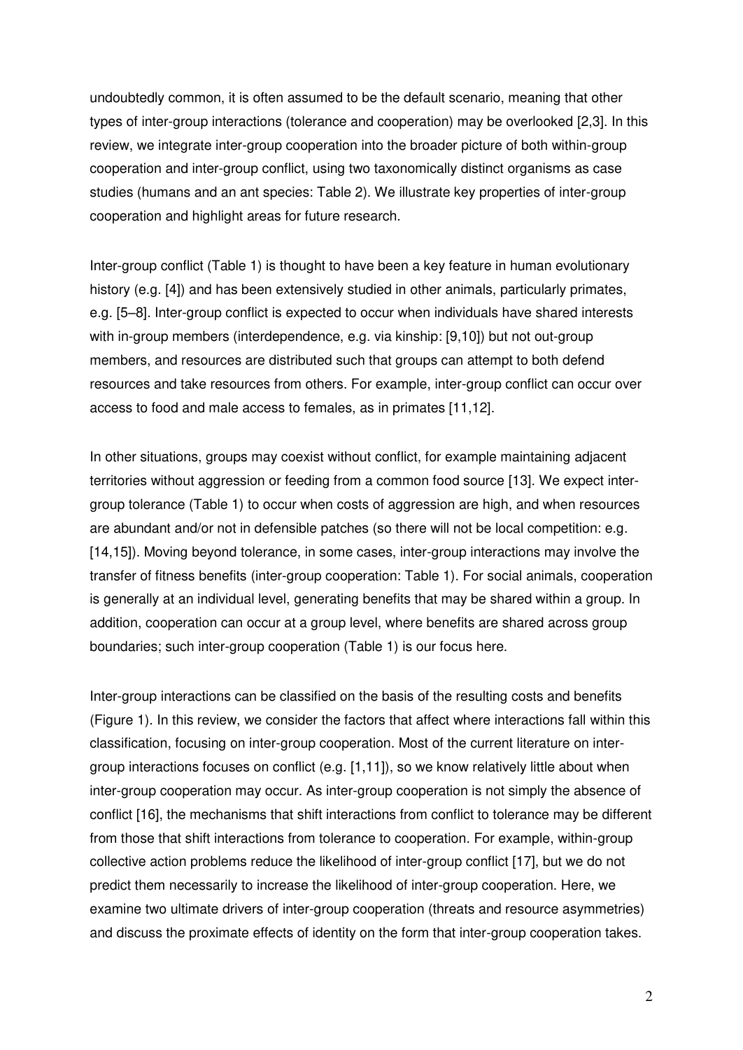undoubtedly common, it is often assumed to be the default scenario, meaning that other types of inter-group interactions (tolerance and cooperation) may be overlooked [2,3]. In this review, we integrate inter-group cooperation into the broader picture of both within-group cooperation and inter-group conflict, using two taxonomically distinct organisms as case studies (humans and an ant species: Table 2). We illustrate key properties of inter-group cooperation and highlight areas for future research.

Inter-group conflict (Table 1) is thought to have been a key feature in human evolutionary history (e.g. [4]) and has been extensively studied in other animals, particularly primates, e.g. [5–8]. Inter-group conflict is expected to occur when individuals have shared interests with in-group members (interdependence, e.g. via kinship: [9,10]) but not out-group members, and resources are distributed such that groups can attempt to both defend resources and take resources from others. For example, inter-group conflict can occur over access to food and male access to females, as in primates [11,12].

In other situations, groups may coexist without conflict, for example maintaining adjacent territories without aggression or feeding from a common food source [13]. We expect inter-group tolerance (Table 1) to occur when costs of aggression are high, and when resources are abundant and/or not in defensible patches (so there will not be local competition: e.g. [14,15]). Moving beyond tolerance, in some cases, inter-group interactions may involve the transfer of fitness benefits (inter-group cooperation: Table 1). For social animals, cooperation is generally at an individual level, generating benefits that may be shared within a group. In addition, cooperation can occur at a group level, where benefits are shared across group boundaries; such inter-group cooperation (Table 1) is our focus here.

Inter-group interactions can be classified on the basis of the resulting costs and benefits (Figure 1). In this review, we consider the factors that affect where interactions fall within this classification, focusing on inter-group cooperation. Most of the current literature on inter-group interactions focuses on conflict (e.g. [1,11]), so we know relatively little about when inter-group cooperation may occur. As inter-group cooperation is not simply the absence of conflict [16], the mechanisms that shift interactions from conflict to tolerance may be different from those that shift interactions from tolerance to cooperation. For example, within-group collective action problems reduce the likelihood of inter-group conflict [17], but we do not predict them necessarily to increase the likelihood of inter-group cooperation. Here, we examine two ultimate drivers of inter-group cooperation (threats and resource asymmetries) and discuss the proximate effects of identity on the form that inter-group cooperation takes.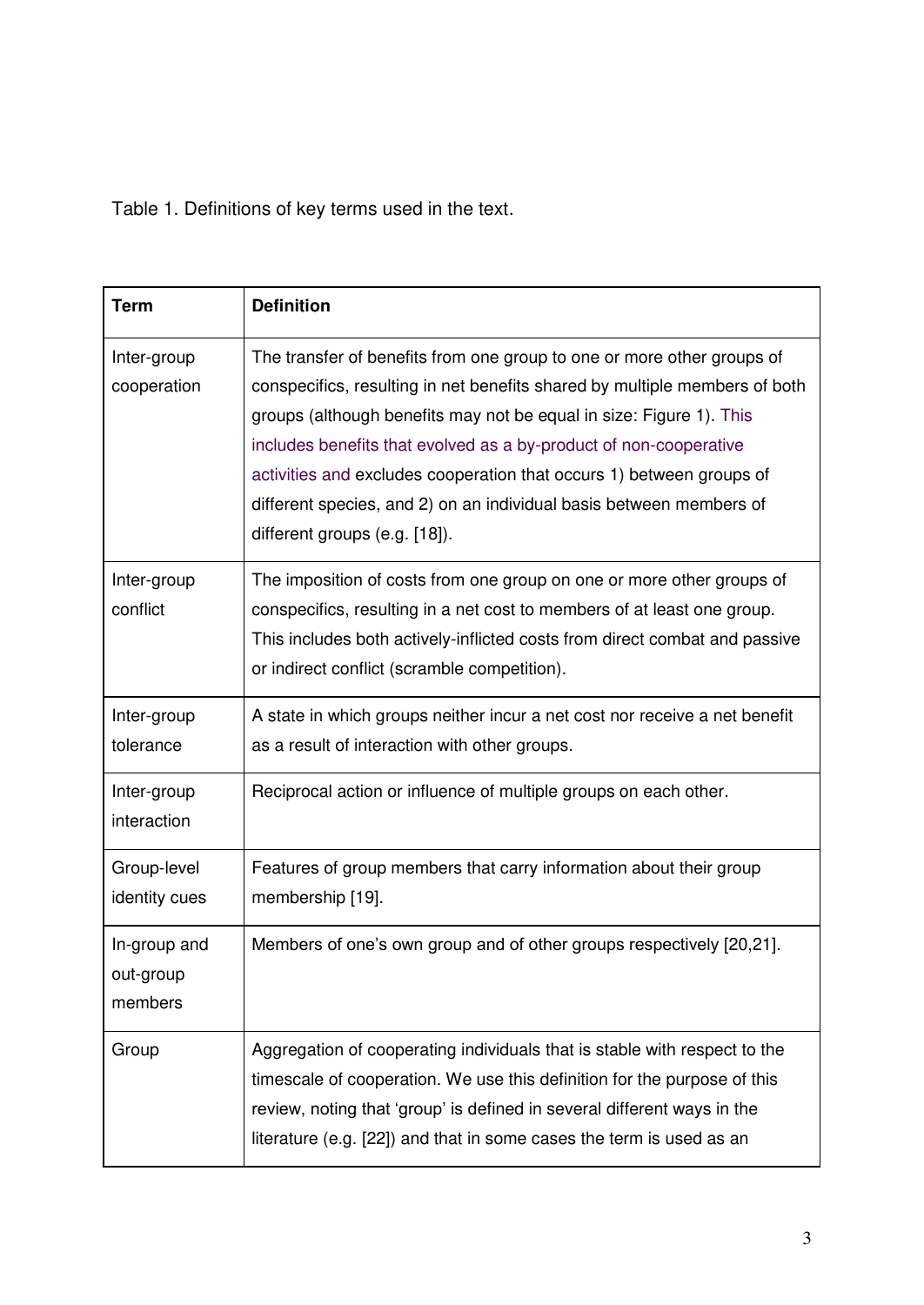Table 1. Definitions of key terms used in the text.

| Term | Definition |
| --- | --- |
| Inter-group cooperation | The transfer of benefits from one group to one or more other groups of conspecifics, resulting in net benefits shared by multiple members of both groups (although benefits may not be equal in size: Figure 1). This includes benefits that evolved as a by-product of non-cooperative activities and excludes cooperation that occurs 1) between groups of different species, and 2) on an individual basis between members of different groups (e.g. [18]). |
| Inter-group conflict | The imposition of costs from one group on one or more other groups of conspecifics, resulting in a net cost to members of at least one group. This includes both actively-inflicted costs from direct combat and passive or indirect conflict (scramble competition). |
| Inter-group tolerance | A state in which groups neither incur a net cost nor receive a net benefit as a result of interaction with other groups. |
| Inter-group interaction | Reciprocal action or influence of multiple groups on each other. |
| Group-level identity cues | Features of group members that carry information about their group membership [19]. |
| In-group and out-group members | Members of one's own group and of other groups respectively [20,21]. |
| Group | Aggregation of cooperating individuals that is stable with respect to the timescale of cooperation. We use this definition for the purpose of this review, noting that 'group' is defined in several different ways in the literature (e.g. [22]) and that in some cases the term is used as an |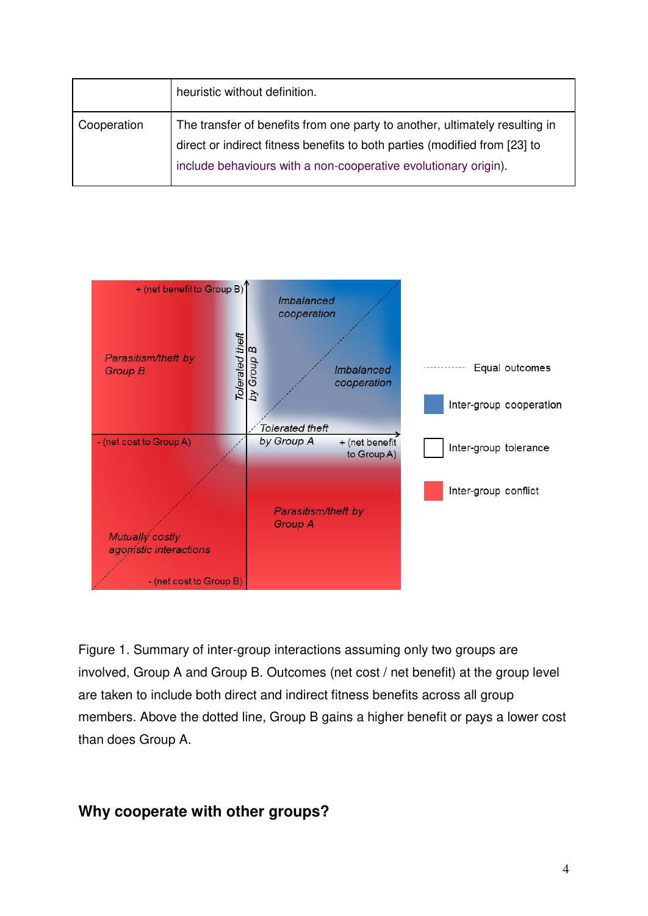|  | heuristic without definition. |
|---|---|
| Cooperation | The transfer of benefits from one party to another, ultimately resulting in direct or indirect fitness benefits to both parties (modified from [23] to include behaviours with a non-cooperative evolutionary origin). |

Figure 1. Summary of inter-group interactions assuming only two groups are involved, Group A and Group B. Outcomes (net cost / net benefit) at the group level are taken to include both direct and indirect fitness benefits across all group members. Above the dotted line, Group B gains a higher benefit or pays a lower cost than does Group A.

## Why cooperate with other groups?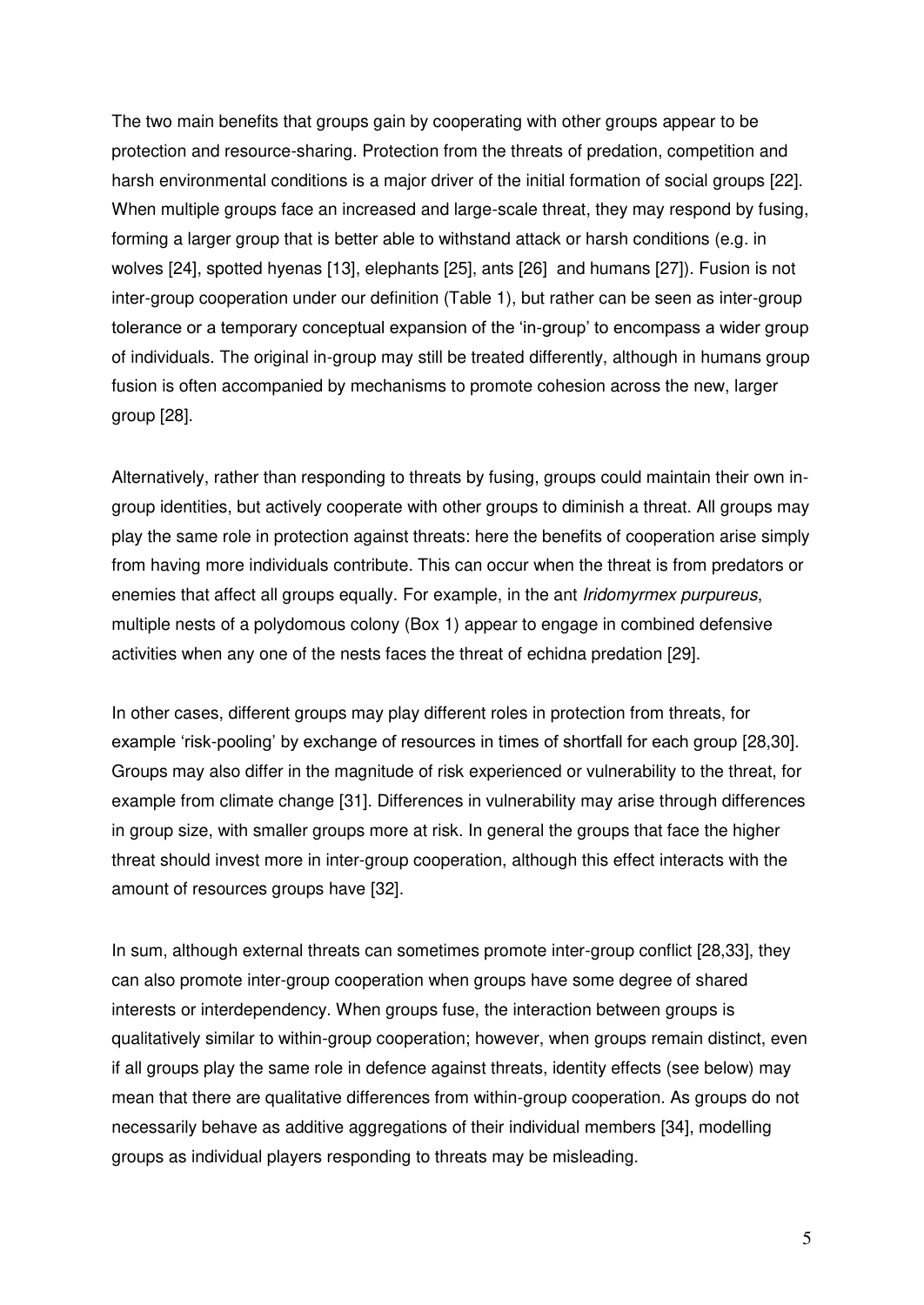The two main benefits that groups gain by cooperating with other groups appear to be protection and resource-sharing. Protection from the threats of predation, competition and harsh environmental conditions is a major driver of the initial formation of social groups [22]. When multiple groups face an increased and large-scale threat, they may respond by fusing, forming a larger group that is better able to withstand attack or harsh conditions (e.g. in wolves [24], spotted hyenas [13], elephants [25], ants [26] and humans [27]). Fusion is not inter-group cooperation under our definition (Table 1), but rather can be seen as inter-group tolerance or a temporary conceptual expansion of the 'in-group' to encompass a wider group of individuals. The original in-group may still be treated differently, although in humans group fusion is often accompanied by mechanisms to promote cohesion across the new, larger group [28].

Alternatively, rather than responding to threats by fusing, groups could maintain their own in-group identities, but actively cooperate with other groups to diminish a threat. All groups may play the same role in protection against threats: here the benefits of cooperation arise simply from having more individuals contribute. This can occur when the threat is from predators or enemies that affect all groups equally. For example, in the ant *Iridomyrmex purpureus*, multiple nests of a polydomous colony (Box 1) appear to engage in combined defensive activities when any one of the nests faces the threat of echidna predation [29].

In other cases, different groups may play different roles in protection from threats, for example 'risk-pooling' by exchange of resources in times of shortfall for each group [28,30]. Groups may also differ in the magnitude of risk experienced or vulnerability to the threat, for example from climate change [31]. Differences in vulnerability may arise through differences in group size, with smaller groups more at risk. In general the groups that face the higher threat should invest more in inter-group cooperation, although this effect interacts with the amount of resources groups have [32].

In sum, although external threats can sometimes promote inter-group conflict [28,33], they can also promote inter-group cooperation when groups have some degree of shared interests or interdependency. When groups fuse, the interaction between groups is qualitatively similar to within-group cooperation; however, when groups remain distinct, even if all groups play the same role in defence against threats, identity effects (see below) may mean that there are qualitative differences from within-group cooperation. As groups do not necessarily behave as additive aggregations of their individual members [34], modelling groups as individual players responding to threats may be misleading.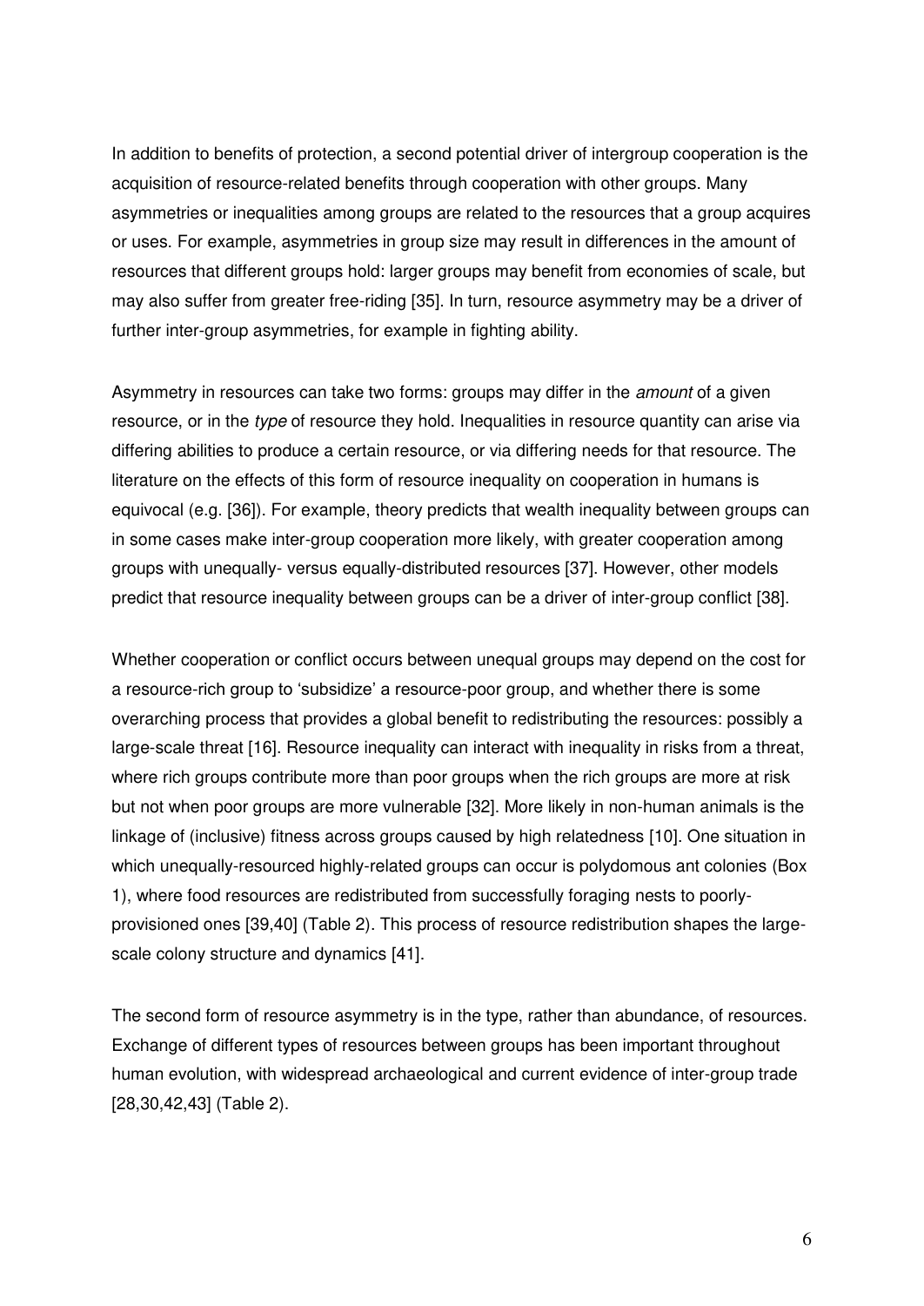In addition to benefits of protection, a second potential driver of intergroup cooperation is the acquisition of resource-related benefits through cooperation with other groups. Many asymmetries or inequalities among groups are related to the resources that a group acquires or uses. For example, asymmetries in group size may result in differences in the amount of resources that different groups hold: larger groups may benefit from economies of scale, but may also suffer from greater free-riding [35]. In turn, resource asymmetry may be a driver of further inter-group asymmetries, for example in fighting ability.

Asymmetry in resources can take two forms: groups may differ in the *amount* of a given resource, or in the *type* of resource they hold. Inequalities in resource quantity can arise via differing abilities to produce a certain resource, or via differing needs for that resource. The literature on the effects of this form of resource inequality on cooperation in humans is equivocal (e.g. [36]). For example, theory predicts that wealth inequality between groups can in some cases make inter-group cooperation more likely, with greater cooperation among groups with unequally- versus equally-distributed resources [37]. However, other models predict that resource inequality between groups can be a driver of inter-group conflict [38].

Whether cooperation or conflict occurs between unequal groups may depend on the cost for a resource-rich group to 'subsidize' a resource-poor group, and whether there is some overarching process that provides a global benefit to redistributing the resources: possibly a large-scale threat [16]. Resource inequality can interact with inequality in risks from a threat, where rich groups contribute more than poor groups when the rich groups are more at risk but not when poor groups are more vulnerable [32]. More likely in non-human animals is the linkage of (inclusive) fitness across groups caused by high relatedness [10]. One situation in which unequally-resourced highly-related groups can occur is polydomous ant colonies (Box 1), where food resources are redistributed from successfully foraging nests to poorly-provisioned ones [39,40] (Table 2). This process of resource redistribution shapes the large-scale colony structure and dynamics [41].

The second form of resource asymmetry is in the type, rather than abundance, of resources. Exchange of different types of resources between groups has been important throughout human evolution, with widespread archaeological and current evidence of inter-group trade [28,30,42,43] (Table 2).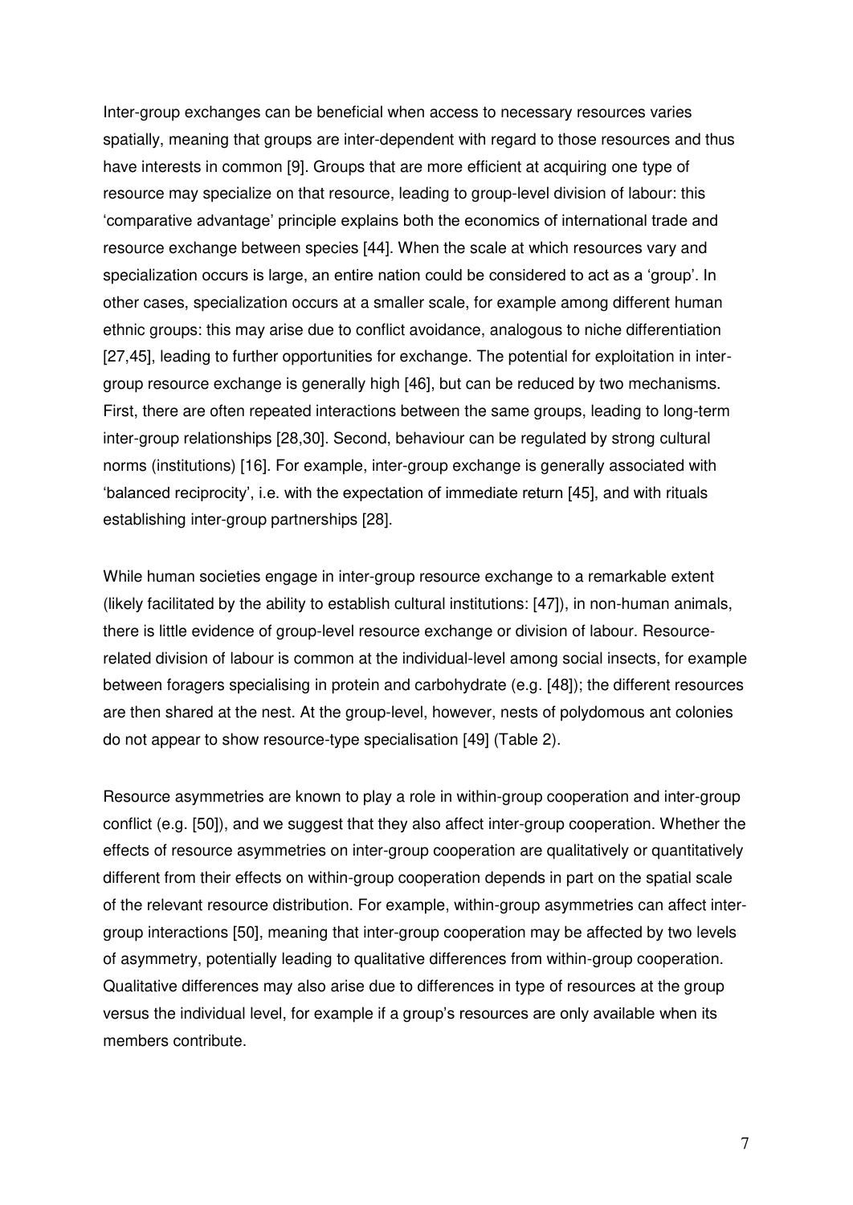Inter-group exchanges can be beneficial when access to necessary resources varies spatially, meaning that groups are inter-dependent with regard to those resources and thus have interests in common [9]. Groups that are more efficient at acquiring one type of resource may specialize on that resource, leading to group-level division of labour: this 'comparative advantage' principle explains both the economics of international trade and resource exchange between species [44]. When the scale at which resources vary and specialization occurs is large, an entire nation could be considered to act as a 'group'. In other cases, specialization occurs at a smaller scale, for example among different human ethnic groups: this may arise due to conflict avoidance, analogous to niche differentiation [27,45], leading to further opportunities for exchange. The potential for exploitation in inter-group resource exchange is generally high [46], but can be reduced by two mechanisms. First, there are often repeated interactions between the same groups, leading to long-term inter-group relationships [28,30]. Second, behaviour can be regulated by strong cultural norms (institutions) [16]. For example, inter-group exchange is generally associated with 'balanced reciprocity', i.e. with the expectation of immediate return [45], and with rituals establishing inter-group partnerships [28].

While human societies engage in inter-group resource exchange to a remarkable extent (likely facilitated by the ability to establish cultural institutions: [47]), in non-human animals, there is little evidence of group-level resource exchange or division of labour. Resource-related division of labour is common at the individual-level among social insects, for example between foragers specialising in protein and carbohydrate (e.g. [48]); the different resources are then shared at the nest. At the group-level, however, nests of polydomous ant colonies do not appear to show resource-type specialisation [49] (Table 2).

Resource asymmetries are known to play a role in within-group cooperation and inter-group conflict (e.g. [50]), and we suggest that they also affect inter-group cooperation. Whether the effects of resource asymmetries on inter-group cooperation are qualitatively or quantitatively different from their effects on within-group cooperation depends in part on the spatial scale of the relevant resource distribution. For example, within-group asymmetries can affect inter-group interactions [50], meaning that inter-group cooperation may be affected by two levels of asymmetry, potentially leading to qualitative differences from within-group cooperation. Qualitative differences may also arise due to differences in type of resources at the group versus the individual level, for example if a group's resources are only available when its members contribute.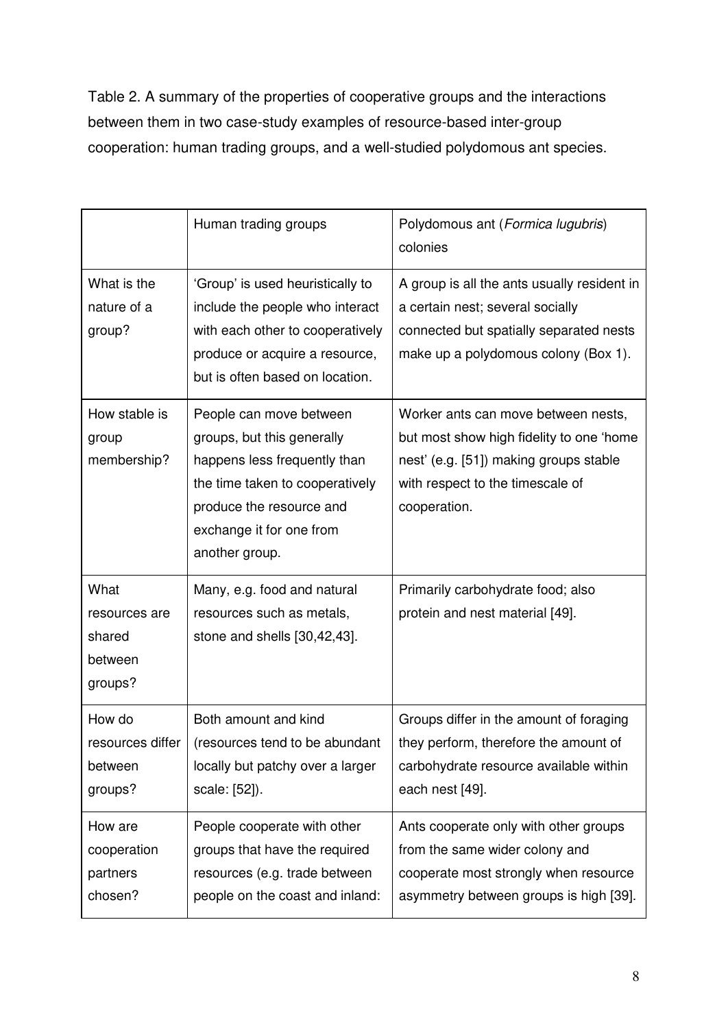Table 2. A summary of the properties of cooperative groups and the interactions between them in two case-study examples of resource-based inter-group cooperation: human trading groups, and a well-studied polydomous ant species.

| | Human trading groups | Polydomous ant (*Formica lugubris*) colonies |
|---|---|---|
| What is the nature of a group? | 'Group' is used heuristically to include the people who interact with each other to cooperatively produce or acquire a resource, but is often based on location. | A group is all the ants usually resident in a certain nest; several socially connected but spatially separated nests make up a polydomous colony (Box 1). |
| How stable is group membership? | People can move between groups, but this generally happens less frequently than the time taken to cooperatively produce the resource and exchange it for one from another group. | Worker ants can move between nests, but most show high fidelity to one 'home nest' (e.g. [51]) making groups stable with respect to the timescale of cooperation. |
| What resources are shared between groups? | Many, e.g. food and natural resources such as metals, stone and shells [30,42,43]. | Primarily carbohydrate food; also protein and nest material [49]. |
| How do resources differ between groups? | Both amount and kind (resources tend to be abundant locally but patchy over a larger scale: [52]). | Groups differ in the amount of foraging they perform, therefore the amount of carbohydrate resource available within each nest [49]. |
| How are cooperation partners chosen? | People cooperate with other groups that have the required resources (e.g. trade between people on the coast and inland: | Ants cooperate only with other groups from the same wider colony and cooperate most strongly when resource asymmetry between groups is high [39]. |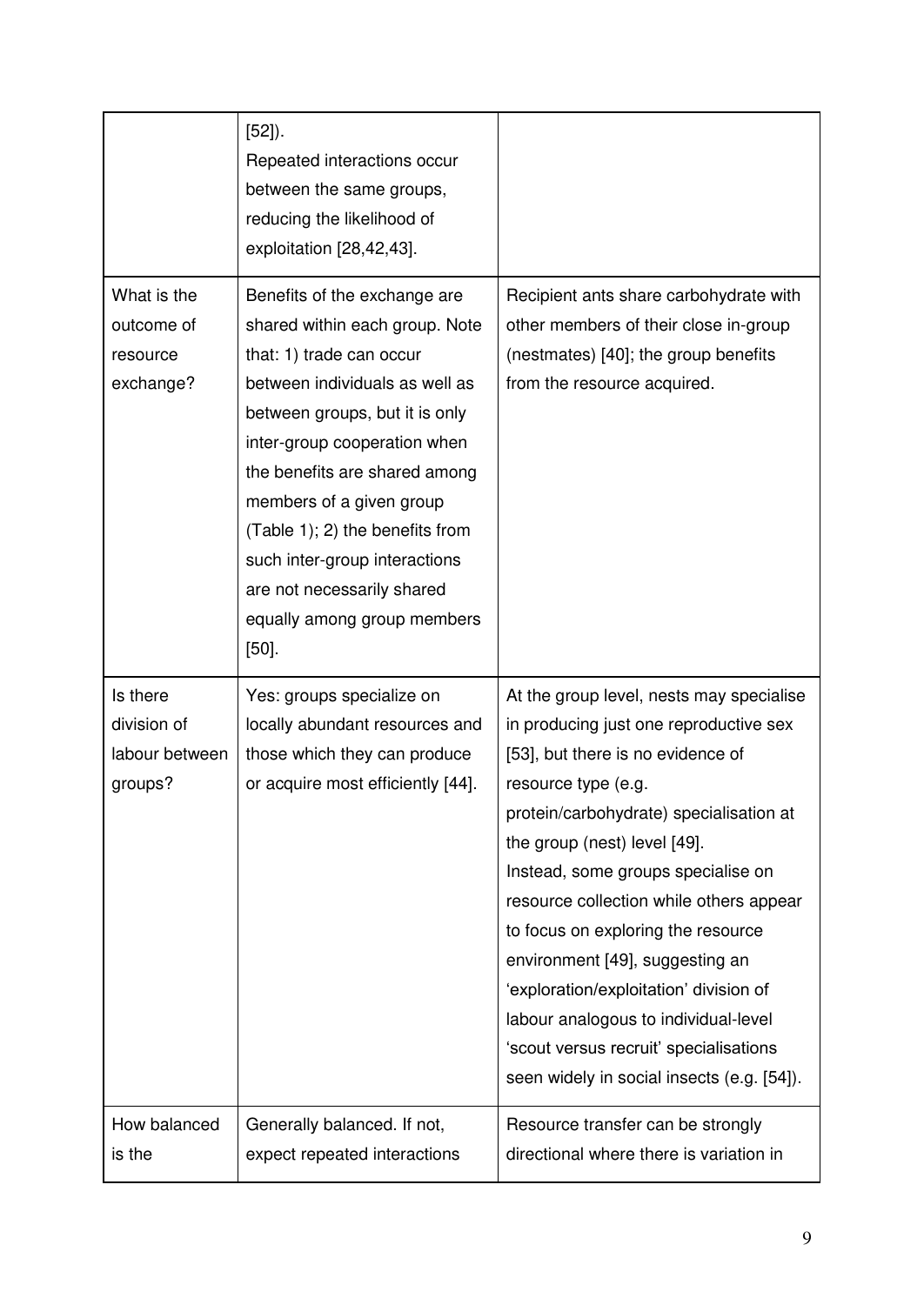| | | |
|---|---|---|
| | [52]).<br>Repeated interactions occur between the same groups, reducing the likelihood of exploitation [28,42,43]. | |
| What is the outcome of resource exchange? | Benefits of the exchange are shared within each group. Note that: 1) trade can occur between individuals as well as between groups, but it is only inter-group cooperation when the benefits are shared among members of a given group (Table 1); 2) the benefits from such inter-group interactions are not necessarily shared equally among group members [50]. | Recipient ants share carbohydrate with other members of their close in-group (nestmates) [40]; the group benefits from the resource acquired. |
| Is there division of labour between groups? | Yes: groups specialize on locally abundant resources and those which they can produce or acquire most efficiently [44]. | At the group level, nests may specialise in producing just one reproductive sex [53], but there is no evidence of resource type (e.g. protein/carbohydrate) specialisation at the group (nest) level [49].<br>Instead, some groups specialise on resource collection while others appear to focus on exploring the resource environment [49], suggesting an 'exploration/exploitation' division of labour analogous to individual-level 'scout versus recruit' specialisations seen widely in social insects (e.g. [54]). |
| How balanced is the | Generally balanced. If not, expect repeated interactions | Resource transfer can be strongly directional where there is variation in |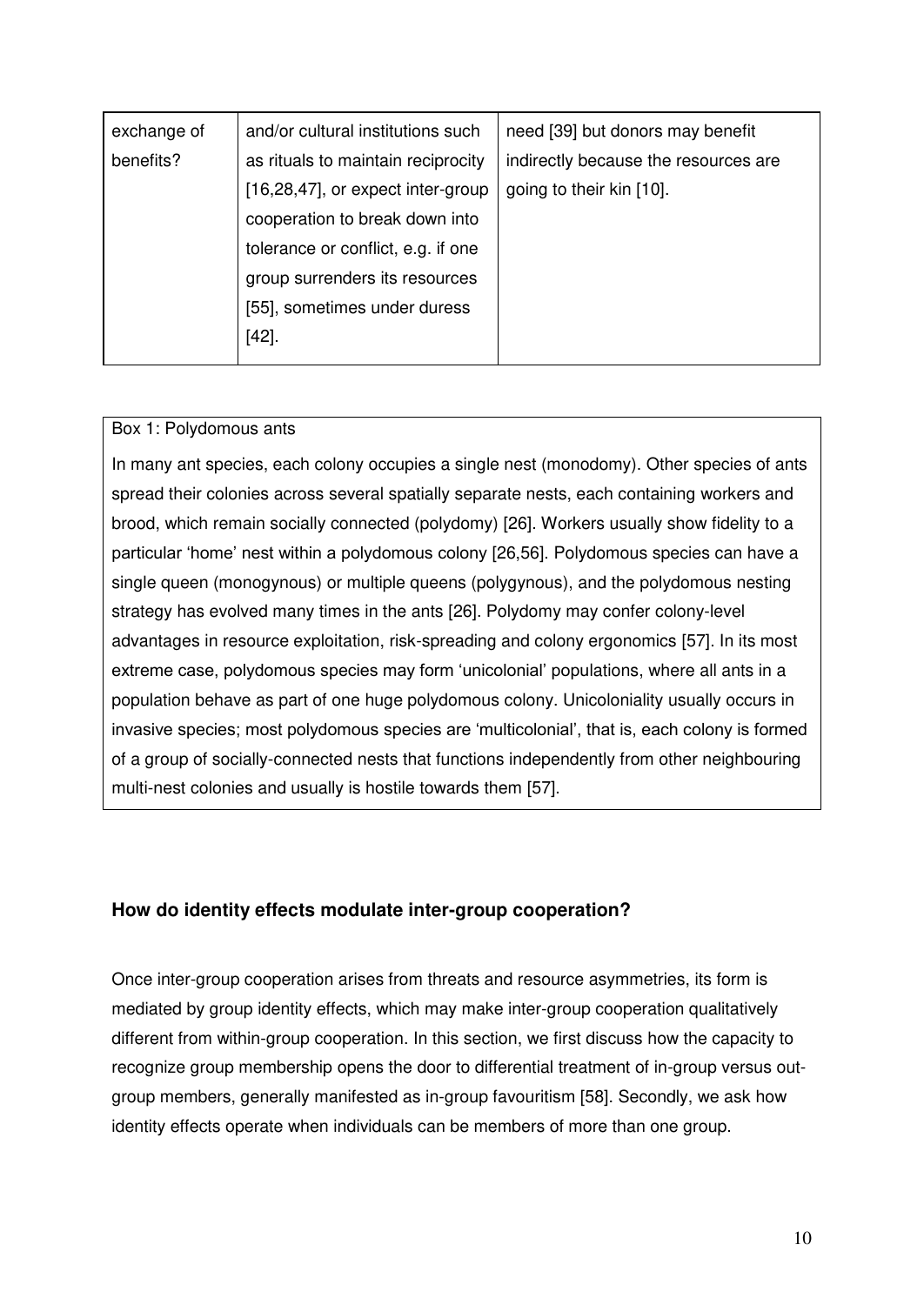| | | |
|---|---|---|
| exchange of benefits? | and/or cultural institutions such as rituals to maintain reciprocity [16,28,47], or expect inter-group cooperation to break down into tolerance or conflict, e.g. if one group surrenders its resources [55], sometimes under duress [42]. | need [39] but donors may benefit indirectly because the resources are going to their kin [10]. |

> **Box 1: Polydomous ants**
>
> In many ant species, each colony occupies a single nest (monodomy). Other species of ants spread their colonies across several spatially separate nests, each containing workers and brood, which remain socially connected (polydomy) [26]. Workers usually show fidelity to a particular 'home' nest within a polydomous colony [26,56]. Polydomous species can have a single queen (monogynous) or multiple queens (polygynous), and the polydomous nesting strategy has evolved many times in the ants [26]. Polydomy may confer colony-level advantages in resource exploitation, risk-spreading and colony ergonomics [57]. In its most extreme case, polydomous species may form 'unicolonial' populations, where all ants in a population behave as part of one huge polydomous colony. Unicoloniality usually occurs in invasive species; most polydomous species are 'multicolonial', that is, each colony is formed of a group of socially-connected nests that functions independently from other neighbouring multi-nest colonies and usually is hostile towards them [57].

## How do identity effects modulate inter-group cooperation?

Once inter-group cooperation arises from threats and resource asymmetries, its form is mediated by group identity effects, which may make inter-group cooperation qualitatively different from within-group cooperation. In this section, we first discuss how the capacity to recognize group membership opens the door to differential treatment of in-group versus out-group members, generally manifested as in-group favouritism [58]. Secondly, we ask how identity effects operate when individuals can be members of more than one group.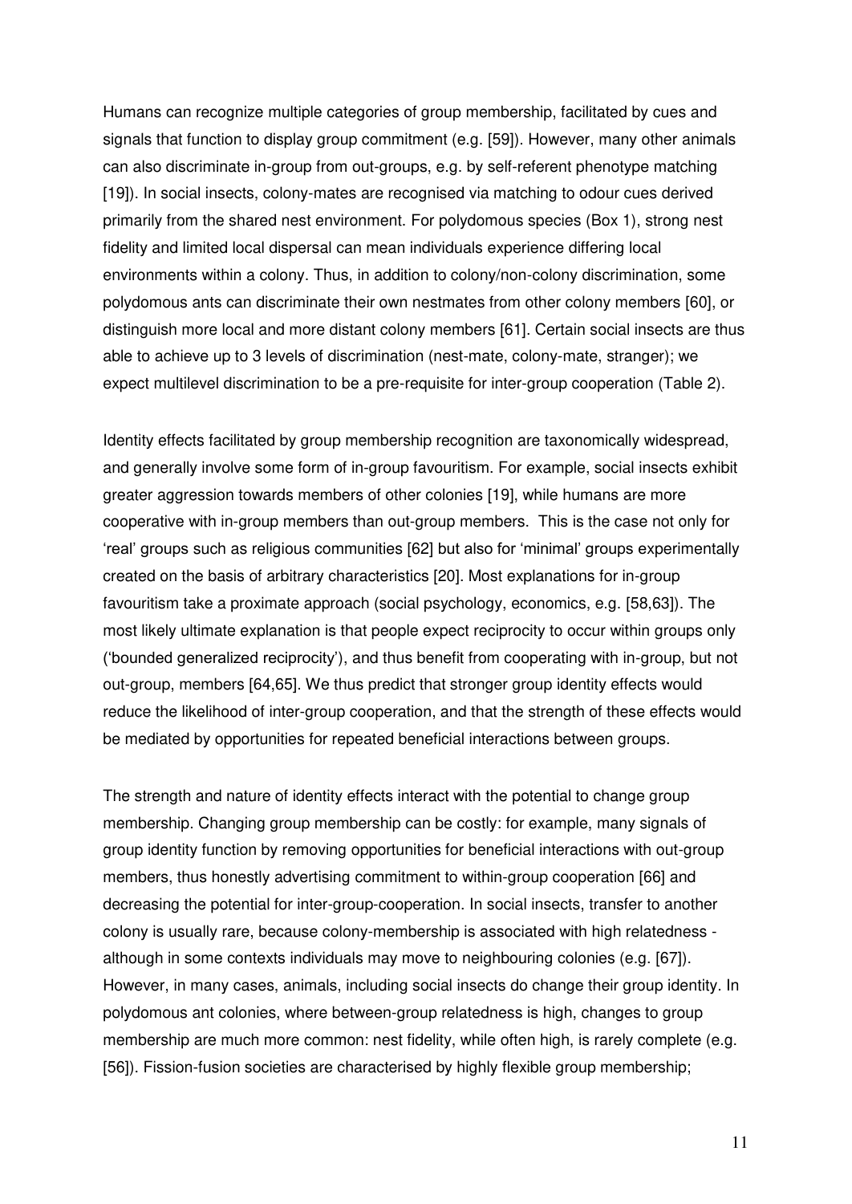Humans can recognize multiple categories of group membership, facilitated by cues and signals that function to display group commitment (e.g. [59]). However, many other animals can also discriminate in-group from out-groups, e.g. by self-referent phenotype matching [19]). In social insects, colony-mates are recognised via matching to odour cues derived primarily from the shared nest environment. For polydomous species (Box 1), strong nest fidelity and limited local dispersal can mean individuals experience differing local environments within a colony. Thus, in addition to colony/non-colony discrimination, some polydomous ants can discriminate their own nestmates from other colony members [60], or distinguish more local and more distant colony members [61]. Certain social insects are thus able to achieve up to 3 levels of discrimination (nest-mate, colony-mate, stranger); we expect multilevel discrimination to be a pre-requisite for inter-group cooperation (Table 2).

Identity effects facilitated by group membership recognition are taxonomically widespread, and generally involve some form of in-group favouritism. For example, social insects exhibit greater aggression towards members of other colonies [19], while humans are more cooperative with in-group members than out-group members. This is the case not only for 'real' groups such as religious communities [62] but also for 'minimal' groups experimentally created on the basis of arbitrary characteristics [20]. Most explanations for in-group favouritism take a proximate approach (social psychology, economics, e.g. [58,63]). The most likely ultimate explanation is that people expect reciprocity to occur within groups only ('bounded generalized reciprocity'), and thus benefit from cooperating with in-group, but not out-group, members [64,65]. We thus predict that stronger group identity effects would reduce the likelihood of inter-group cooperation, and that the strength of these effects would be mediated by opportunities for repeated beneficial interactions between groups.

The strength and nature of identity effects interact with the potential to change group membership. Changing group membership can be costly: for example, many signals of group identity function by removing opportunities for beneficial interactions with out-group members, thus honestly advertising commitment to within-group cooperation [66] and decreasing the potential for inter-group-cooperation. In social insects, transfer to another colony is usually rare, because colony-membership is associated with high relatedness - although in some contexts individuals may move to neighbouring colonies (e.g. [67]). However, in many cases, animals, including social insects do change their group identity. In polydomous ant colonies, where between-group relatedness is high, changes to group membership are much more common: nest fidelity, while often high, is rarely complete (e.g. [56]). Fission-fusion societies are characterised by highly flexible group membership;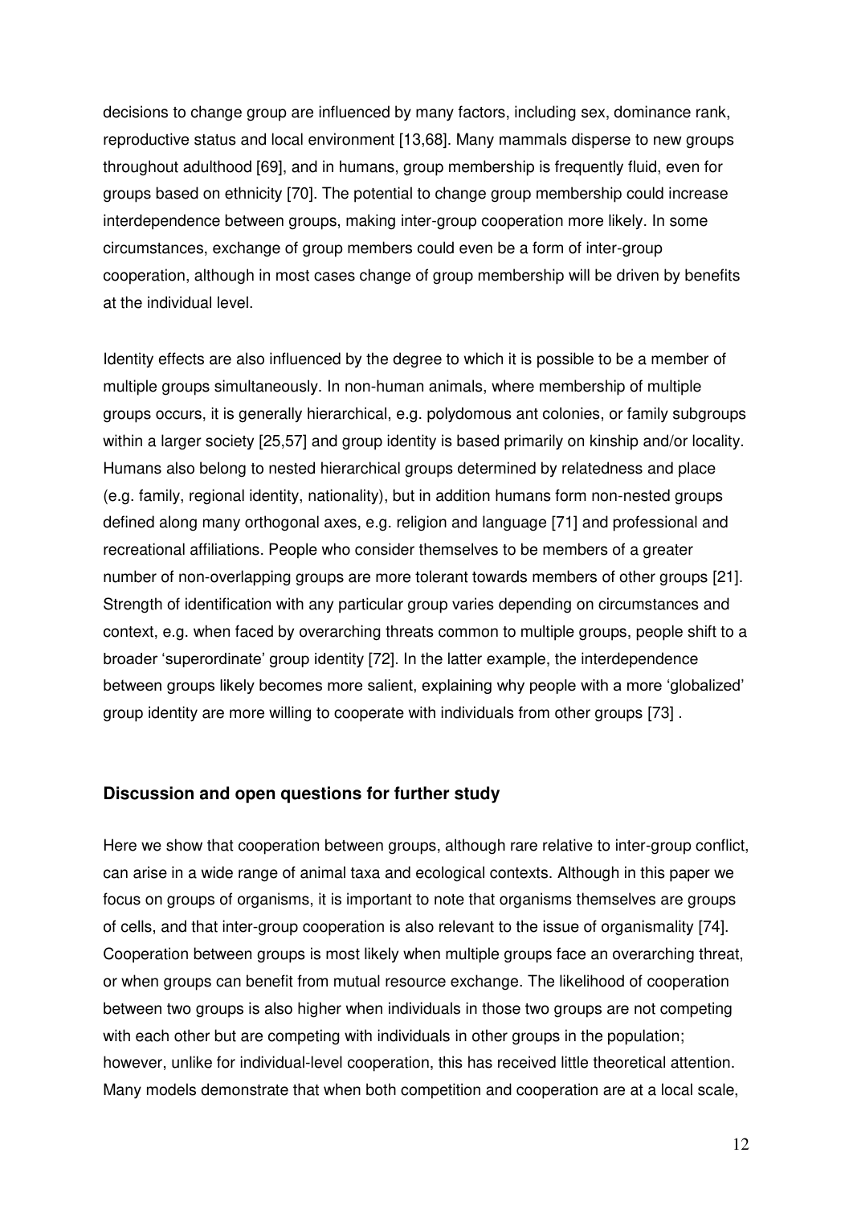decisions to change group are influenced by many factors, including sex, dominance rank, reproductive status and local environment [13,68]. Many mammals disperse to new groups throughout adulthood [69], and in humans, group membership is frequently fluid, even for groups based on ethnicity [70]. The potential to change group membership could increase interdependence between groups, making inter-group cooperation more likely. In some circumstances, exchange of group members could even be a form of inter-group cooperation, although in most cases change of group membership will be driven by benefits at the individual level.

Identity effects are also influenced by the degree to which it is possible to be a member of multiple groups simultaneously. In non-human animals, where membership of multiple groups occurs, it is generally hierarchical, e.g. polydomous ant colonies, or family subgroups within a larger society [25,57] and group identity is based primarily on kinship and/or locality. Humans also belong to nested hierarchical groups determined by relatedness and place (e.g. family, regional identity, nationality), but in addition humans form non-nested groups defined along many orthogonal axes, e.g. religion and language [71] and professional and recreational affiliations. People who consider themselves to be members of a greater number of non-overlapping groups are more tolerant towards members of other groups [21]. Strength of identification with any particular group varies depending on circumstances and context, e.g. when faced by overarching threats common to multiple groups, people shift to a broader 'superordinate' group identity [72]. In the latter example, the interdependence between groups likely becomes more salient, explaining why people with a more 'globalized' group identity are more willing to cooperate with individuals from other groups [73] .

## Discussion and open questions for further study

Here we show that cooperation between groups, although rare relative to inter-group conflict, can arise in a wide range of animal taxa and ecological contexts. Although in this paper we focus on groups of organisms, it is important to note that organisms themselves are groups of cells, and that inter-group cooperation is also relevant to the issue of organismality [74]. Cooperation between groups is most likely when multiple groups face an overarching threat, or when groups can benefit from mutual resource exchange. The likelihood of cooperation between two groups is also higher when individuals in those two groups are not competing with each other but are competing with individuals in other groups in the population; however, unlike for individual-level cooperation, this has received little theoretical attention. Many models demonstrate that when both competition and cooperation are at a local scale,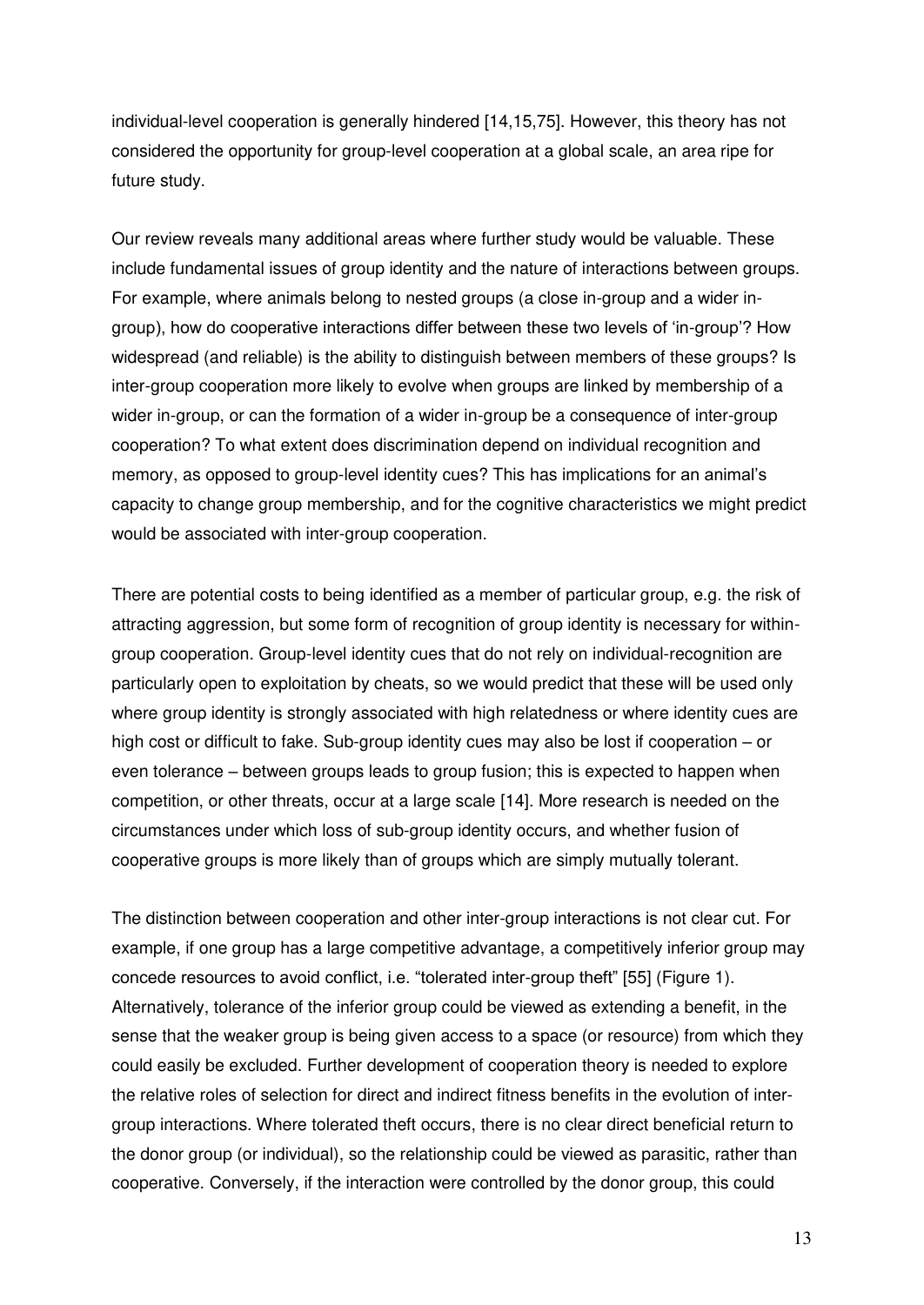individual-level cooperation is generally hindered [14,15,75]. However, this theory has not considered the opportunity for group-level cooperation at a global scale, an area ripe for future study.

Our review reveals many additional areas where further study would be valuable. These include fundamental issues of group identity and the nature of interactions between groups. For example, where animals belong to nested groups (a close in-group and a wider in-group), how do cooperative interactions differ between these two levels of 'in-group'? How widespread (and reliable) is the ability to distinguish between members of these groups? Is inter-group cooperation more likely to evolve when groups are linked by membership of a wider in-group, or can the formation of a wider in-group be a consequence of inter-group cooperation? To what extent does discrimination depend on individual recognition and memory, as opposed to group-level identity cues? This has implications for an animal's capacity to change group membership, and for the cognitive characteristics we might predict would be associated with inter-group cooperation.

There are potential costs to being identified as a member of particular group, e.g. the risk of attracting aggression, but some form of recognition of group identity is necessary for within-group cooperation. Group-level identity cues that do not rely on individual-recognition are particularly open to exploitation by cheats, so we would predict that these will be used only where group identity is strongly associated with high relatedness or where identity cues are high cost or difficult to fake. Sub-group identity cues may also be lost if cooperation – or even tolerance – between groups leads to group fusion; this is expected to happen when competition, or other threats, occur at a large scale [14]. More research is needed on the circumstances under which loss of sub-group identity occurs, and whether fusion of cooperative groups is more likely than of groups which are simply mutually tolerant.

The distinction between cooperation and other inter-group interactions is not clear cut. For example, if one group has a large competitive advantage, a competitively inferior group may concede resources to avoid conflict, i.e. "tolerated inter-group theft" [55] (Figure 1). Alternatively, tolerance of the inferior group could be viewed as extending a benefit, in the sense that the weaker group is being given access to a space (or resource) from which they could easily be excluded. Further development of cooperation theory is needed to explore the relative roles of selection for direct and indirect fitness benefits in the evolution of inter-group interactions. Where tolerated theft occurs, there is no clear direct beneficial return to the donor group (or individual), so the relationship could be viewed as parasitic, rather than cooperative. Conversely, if the interaction were controlled by the donor group, this could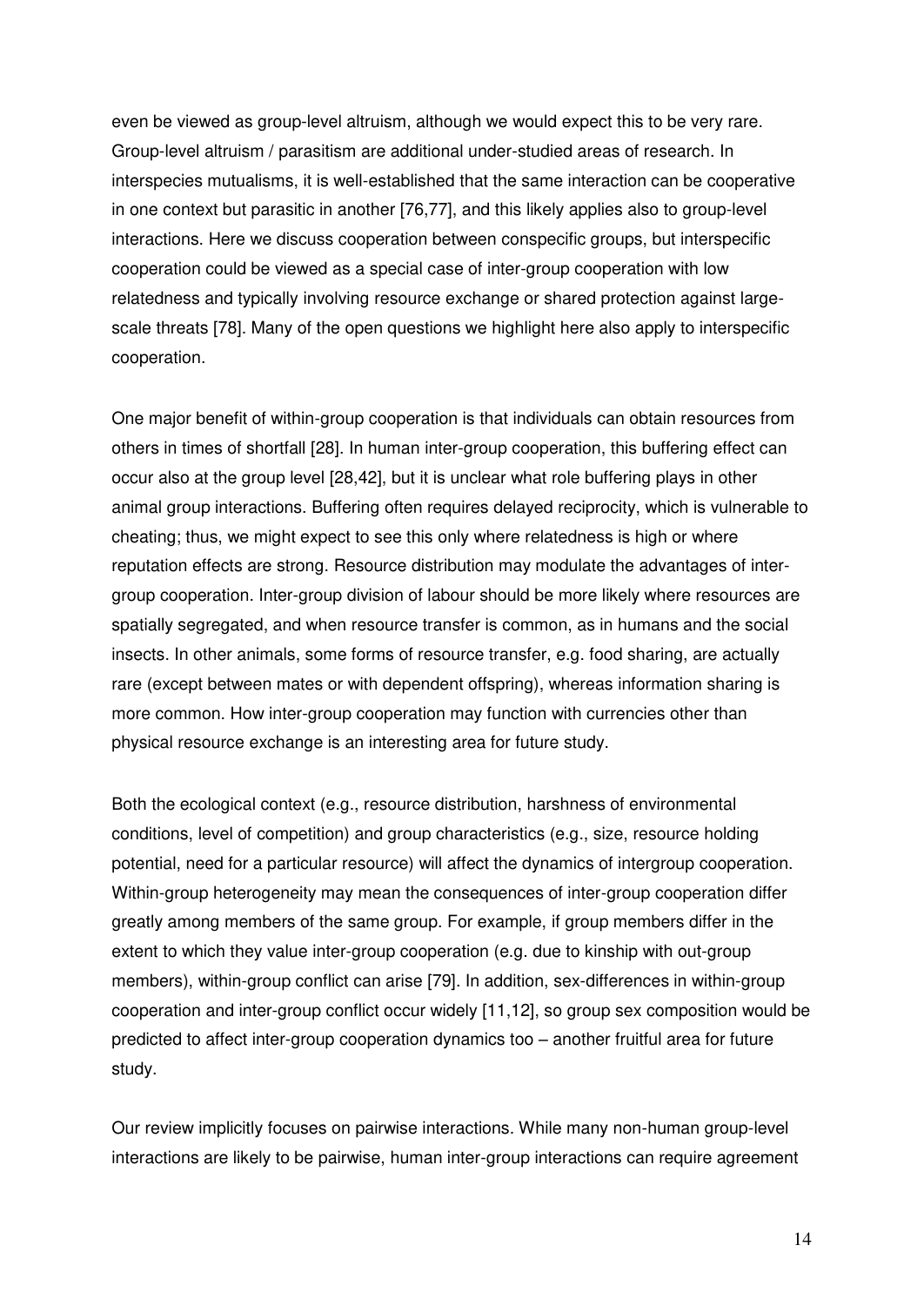even be viewed as group-level altruism, although we would expect this to be very rare. Group-level altruism / parasitism are additional under-studied areas of research. In interspecies mutualisms, it is well-established that the same interaction can be cooperative in one context but parasitic in another [76,77], and this likely applies also to group-level interactions. Here we discuss cooperation between conspecific groups, but interspecific cooperation could be viewed as a special case of inter-group cooperation with low relatedness and typically involving resource exchange or shared protection against large-scale threats [78]. Many of the open questions we highlight here also apply to interspecific cooperation.

One major benefit of within-group cooperation is that individuals can obtain resources from others in times of shortfall [28]. In human inter-group cooperation, this buffering effect can occur also at the group level [28,42], but it is unclear what role buffering plays in other animal group interactions. Buffering often requires delayed reciprocity, which is vulnerable to cheating; thus, we might expect to see this only where relatedness is high or where reputation effects are strong. Resource distribution may modulate the advantages of inter-group cooperation. Inter-group division of labour should be more likely where resources are spatially segregated, and when resource transfer is common, as in humans and the social insects. In other animals, some forms of resource transfer, e.g. food sharing, are actually rare (except between mates or with dependent offspring), whereas information sharing is more common. How inter-group cooperation may function with currencies other than physical resource exchange is an interesting area for future study.

Both the ecological context (e.g., resource distribution, harshness of environmental conditions, level of competition) and group characteristics (e.g., size, resource holding potential, need for a particular resource) will affect the dynamics of intergroup cooperation. Within-group heterogeneity may mean the consequences of inter-group cooperation differ greatly among members of the same group. For example, if group members differ in the extent to which they value inter-group cooperation (e.g. due to kinship with out-group members), within-group conflict can arise [79]. In addition, sex-differences in within-group cooperation and inter-group conflict occur widely [11,12], so group sex composition would be predicted to affect inter-group cooperation dynamics too – another fruitful area for future study.

Our review implicitly focuses on pairwise interactions. While many non-human group-level interactions are likely to be pairwise, human inter-group interactions can require agreement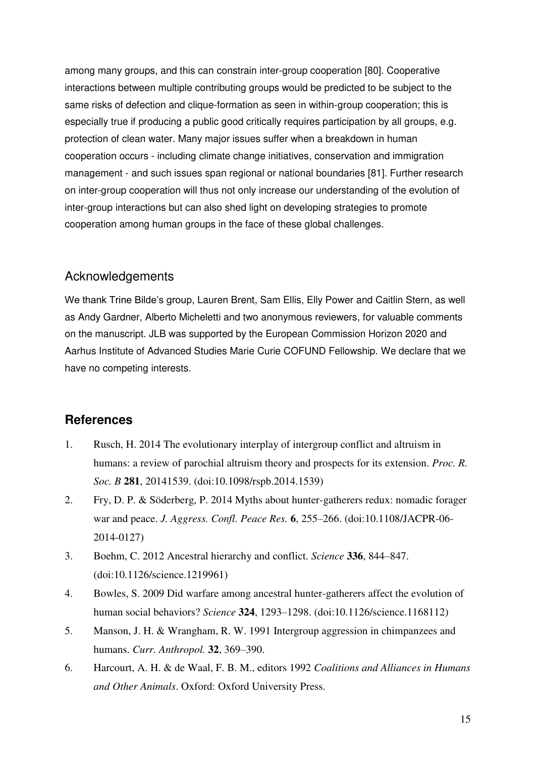among many groups, and this can constrain inter-group cooperation [80]. Cooperative interactions between multiple contributing groups would be predicted to be subject to the same risks of defection and clique-formation as seen in within-group cooperation; this is especially true if producing a public good critically requires participation by all groups, e.g. protection of clean water. Many major issues suffer when a breakdown in human cooperation occurs - including climate change initiatives, conservation and immigration management - and such issues span regional or national boundaries [81]. Further research on inter-group cooperation will thus not only increase our understanding of the evolution of inter-group interactions but can also shed light on developing strategies to promote cooperation among human groups in the face of these global challenges.

## Acknowledgements

We thank Trine Bilde's group, Lauren Brent, Sam Ellis, Elly Power and Caitlin Stern, as well as Andy Gardner, Alberto Micheletti and two anonymous reviewers, for valuable comments on the manuscript. JLB was supported by the European Commission Horizon 2020 and Aarhus Institute of Advanced Studies Marie Curie COFUND Fellowship. We declare that we have no competing interests.

## References

1. Rusch, H. 2014 The evolutionary interplay of intergroup conflict and altruism in humans: a review of parochial altruism theory and prospects for its extension. *Proc. R. Soc. B* **281**, 20141539. (doi:10.1098/rspb.2014.1539)
2. Fry, D. P. & Söderberg, P. 2014 Myths about hunter-gatherers redux: nomadic forager war and peace. *J. Aggress. Confl. Peace Res.* **6**, 255–266. (doi:10.1108/JACPR-06-2014-0127)
3. Boehm, C. 2012 Ancestral hierarchy and conflict. *Science* **336**, 844–847. (doi:10.1126/science.1219961)
4. Bowles, S. 2009 Did warfare among ancestral hunter-gatherers affect the evolution of human social behaviors? *Science* **324**, 1293–1298. (doi:10.1126/science.1168112)
5. Manson, J. H. & Wrangham, R. W. 1991 Intergroup aggression in chimpanzees and humans. *Curr. Anthropol.* **32**, 369–390.
6. Harcourt, A. H. & de Waal, F. B. M., editors 1992 *Coalitions and Alliances in Humans and Other Animals*. Oxford: Oxford University Press.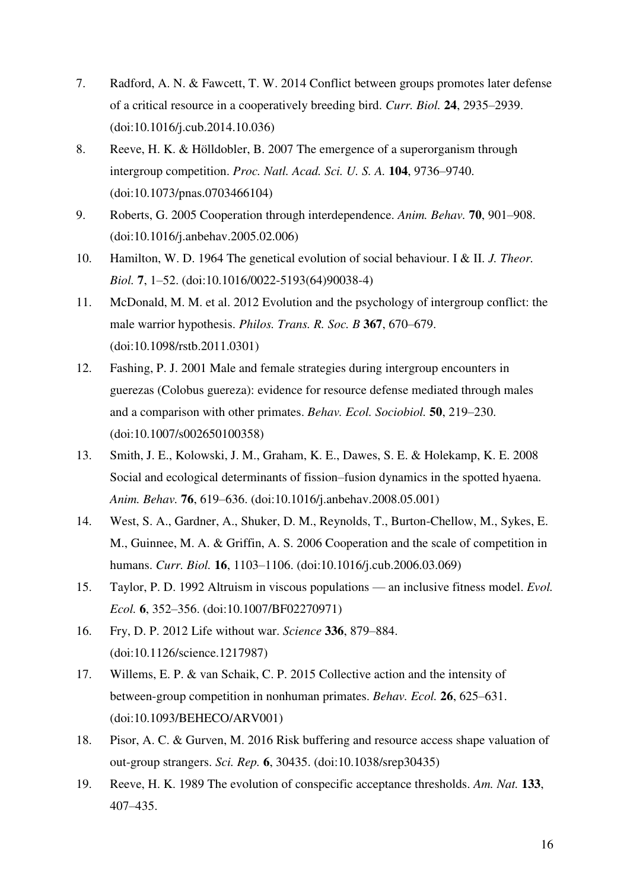7. Radford, A. N. & Fawcett, T. W. 2014 Conflict between groups promotes later defense of a critical resource in a cooperatively breeding bird. *Curr. Biol.* **24**, 2935–2939. (doi:10.1016/j.cub.2014.10.036)
8. Reeve, H. K. & Hölldobler, B. 2007 The emergence of a superorganism through intergroup competition. *Proc. Natl. Acad. Sci. U. S. A.* **104**, 9736–9740. (doi:10.1073/pnas.0703466104)
9. Roberts, G. 2005 Cooperation through interdependence. *Anim. Behav.* **70**, 901–908. (doi:10.1016/j.anbehav.2005.02.006)
10. Hamilton, W. D. 1964 The genetical evolution of social behaviour. I & II. *J. Theor. Biol.* **7**, 1–52. (doi:10.1016/0022-5193(64)90038-4)
11. McDonald, M. M. et al. 2012 Evolution and the psychology of intergroup conflict: the male warrior hypothesis. *Philos. Trans. R. Soc. B* **367**, 670–679. (doi:10.1098/rstb.2011.0301)
12. Fashing, P. J. 2001 Male and female strategies during intergroup encounters in guerezas (Colobus guereza): evidence for resource defense mediated through males and a comparison with other primates. *Behav. Ecol. Sociobiol.* **50**, 219–230. (doi:10.1007/s002650100358)
13. Smith, J. E., Kolowski, J. M., Graham, K. E., Dawes, S. E. & Holekamp, K. E. 2008 Social and ecological determinants of fission–fusion dynamics in the spotted hyaena. *Anim. Behav.* **76**, 619–636. (doi:10.1016/j.anbehav.2008.05.001)
14. West, S. A., Gardner, A., Shuker, D. M., Reynolds, T., Burton-Chellow, M., Sykes, E. M., Guinnee, M. A. & Griffin, A. S. 2006 Cooperation and the scale of competition in humans. *Curr. Biol.* **16**, 1103–1106. (doi:10.1016/j.cub.2006.03.069)
15. Taylor, P. D. 1992 Altruism in viscous populations — an inclusive fitness model. *Evol. Ecol.* **6**, 352–356. (doi:10.1007/BF02270971)
16. Fry, D. P. 2012 Life without war. *Science* **336**, 879–884. (doi:10.1126/science.1217987)
17. Willems, E. P. & van Schaik, C. P. 2015 Collective action and the intensity of between-group competition in nonhuman primates. *Behav. Ecol.* **26**, 625–631. (doi:10.1093/BEHECO/ARV001)
18. Pisor, A. C. & Gurven, M. 2016 Risk buffering and resource access shape valuation of out-group strangers. *Sci. Rep.* **6**, 30435. (doi:10.1038/srep30435)
19. Reeve, H. K. 1989 The evolution of conspecific acceptance thresholds. *Am. Nat.* **133**, 407–435.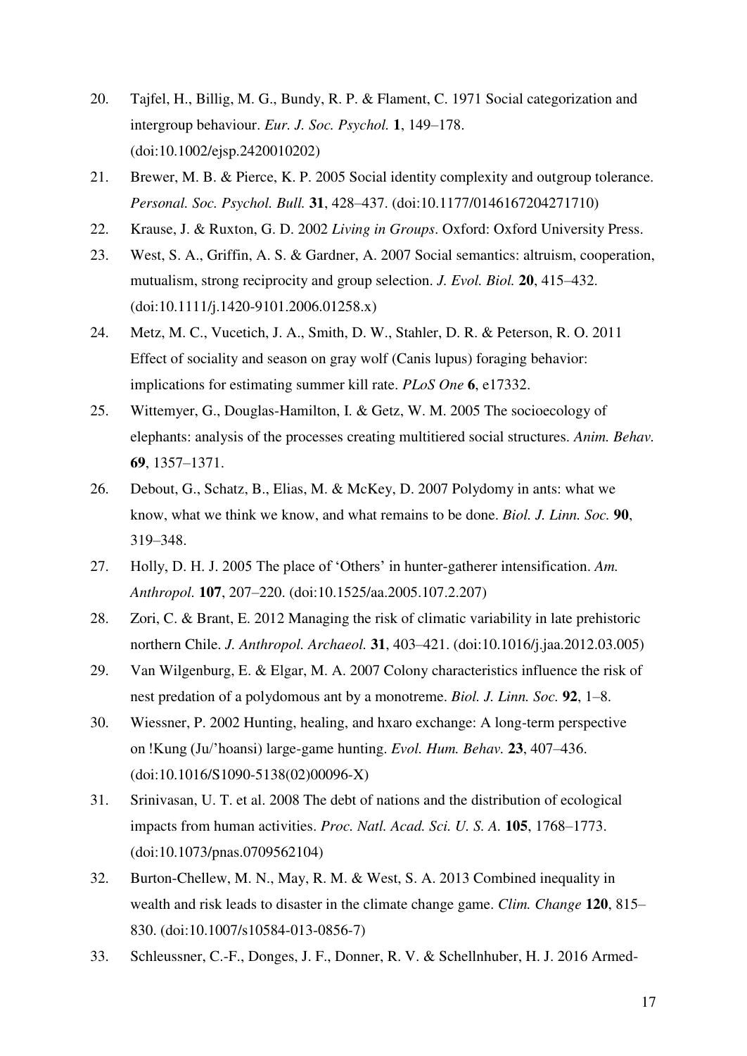20. Tajfel, H., Billig, M. G., Bundy, R. P. & Flament, C. 1971 Social categorization and intergroup behaviour. *Eur. J. Soc. Psychol.* **1**, 149–178. (doi:10.1002/ejsp.2420010202)

21. Brewer, M. B. & Pierce, K. P. 2005 Social identity complexity and outgroup tolerance. *Personal. Soc. Psychol. Bull.* **31**, 428–437. (doi:10.1177/0146167204271710)

22. Krause, J. & Ruxton, G. D. 2002 *Living in Groups*. Oxford: Oxford University Press.

23. West, S. A., Griffin, A. S. & Gardner, A. 2007 Social semantics: altruism, cooperation, mutualism, strong reciprocity and group selection. *J. Evol. Biol.* **20**, 415–432. (doi:10.1111/j.1420-9101.2006.01258.x)

24. Metz, M. C., Vucetich, J. A., Smith, D. W., Stahler, D. R. & Peterson, R. O. 2011 Effect of sociality and season on gray wolf (Canis lupus) foraging behavior: implications for estimating summer kill rate. *PLoS One* **6**, e17332.

25. Wittemyer, G., Douglas-Hamilton, I. & Getz, W. M. 2005 The socioecology of elephants: analysis of the processes creating multitiered social structures. *Anim. Behav.* **69**, 1357–1371.

26. Debout, G., Schatz, B., Elias, M. & McKey, D. 2007 Polydomy in ants: what we know, what we think we know, and what remains to be done. *Biol. J. Linn. Soc.* **90**, 319–348.

27. Holly, D. H. J. 2005 The place of 'Others' in hunter-gatherer intensification. *Am. Anthropol.* **107**, 207–220. (doi:10.1525/aa.2005.107.2.207)

28. Zori, C. & Brant, E. 2012 Managing the risk of climatic variability in late prehistoric northern Chile. *J. Anthropol. Archaeol.* **31**, 403–421. (doi:10.1016/j.jaa.2012.03.005)

29. Van Wilgenburg, E. & Elgar, M. A. 2007 Colony characteristics influence the risk of nest predation of a polydomous ant by a monotreme. *Biol. J. Linn. Soc.* **92**, 1–8.

30. Wiessner, P. 2002 Hunting, healing, and hxaro exchange: A long-term perspective on !Kung (Ju/'hoansi) large-game hunting. *Evol. Hum. Behav.* **23**, 407–436. (doi:10.1016/S1090-5138(02)00096-X)

31. Srinivasan, U. T. et al. 2008 The debt of nations and the distribution of ecological impacts from human activities. *Proc. Natl. Acad. Sci. U. S. A.* **105**, 1768–1773. (doi:10.1073/pnas.0709562104)

32. Burton-Chellew, M. N., May, R. M. & West, S. A. 2013 Combined inequality in wealth and risk leads to disaster in the climate change game. *Clim. Change* **120**, 815–830. (doi:10.1007/s10584-013-0856-7)

33. Schleussner, C.-F., Donges, J. F., Donner, R. V. & Schellnhuber, H. J. 2016 Armed-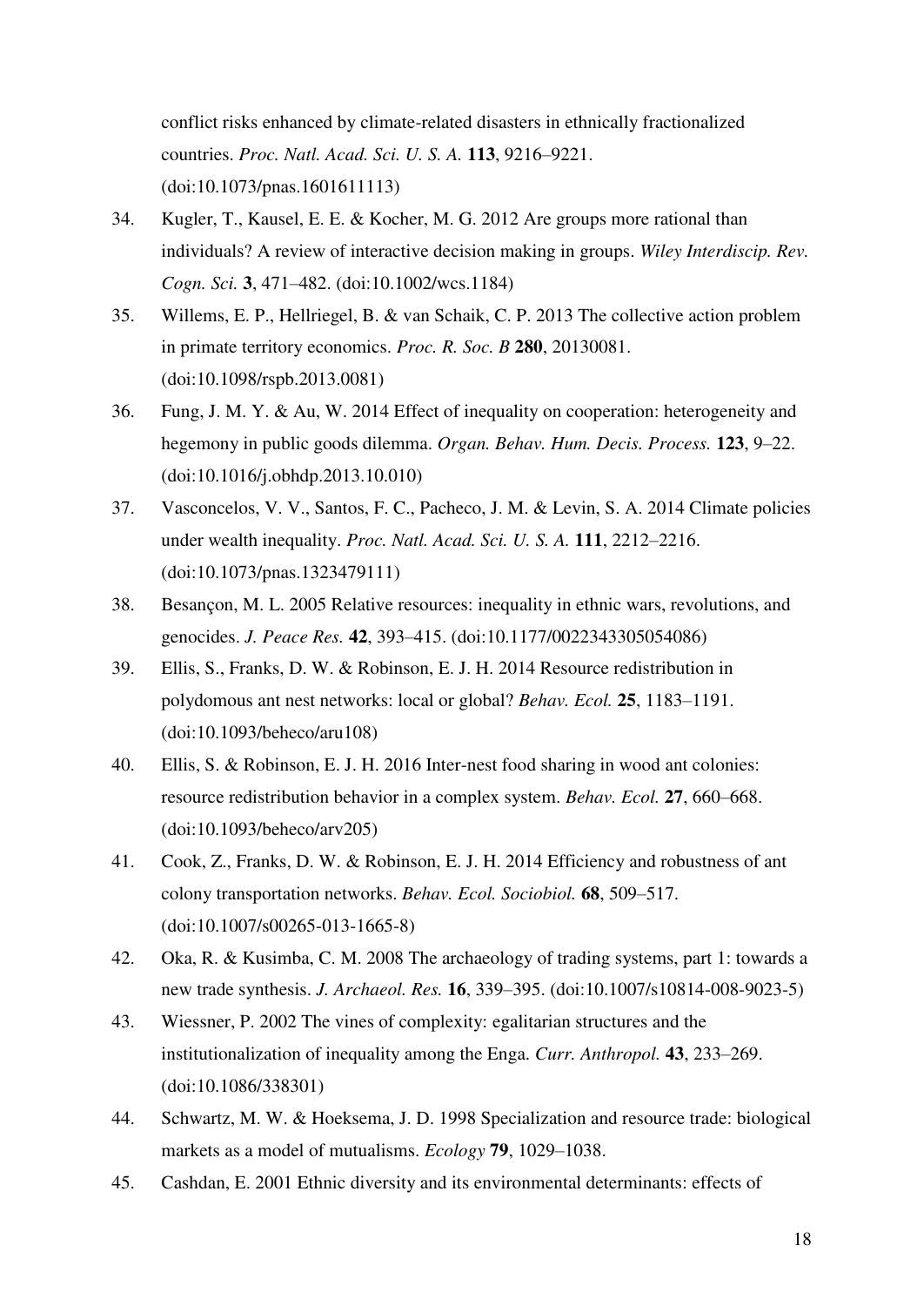conflict risks enhanced by climate-related disasters in ethnically fractionalized countries. *Proc. Natl. Acad. Sci. U. S. A.* **113**, 9216–9221. (doi:10.1073/pnas.1601611113)

34. Kugler, T., Kausel, E. E. & Kocher, M. G. 2012 Are groups more rational than individuals? A review of interactive decision making in groups. *Wiley Interdiscip. Rev. Cogn. Sci.* **3**, 471–482. (doi:10.1002/wcs.1184)

35. Willems, E. P., Hellriegel, B. & van Schaik, C. P. 2013 The collective action problem in primate territory economics. *Proc. R. Soc. B* **280**, 20130081. (doi:10.1098/rspb.2013.0081)

36. Fung, J. M. Y. & Au, W. 2014 Effect of inequality on cooperation: heterogeneity and hegemony in public goods dilemma. *Organ. Behav. Hum. Decis. Process.* **123**, 9–22. (doi:10.1016/j.obhdp.2013.10.010)

37. Vasconcelos, V. V., Santos, F. C., Pacheco, J. M. & Levin, S. A. 2014 Climate policies under wealth inequality. *Proc. Natl. Acad. Sci. U. S. A.* **111**, 2212–2216. (doi:10.1073/pnas.1323479111)

38. Besançon, M. L. 2005 Relative resources: inequality in ethnic wars, revolutions, and genocides. *J. Peace Res.* **42**, 393–415. (doi:10.1177/0022343305054086)

39. Ellis, S., Franks, D. W. & Robinson, E. J. H. 2014 Resource redistribution in polydomous ant nest networks: local or global? *Behav. Ecol.* **25**, 1183–1191. (doi:10.1093/beheco/aru108)

40. Ellis, S. & Robinson, E. J. H. 2016 Inter-nest food sharing in wood ant colonies: resource redistribution behavior in a complex system. *Behav. Ecol.* **27**, 660–668. (doi:10.1093/beheco/arv205)

41. Cook, Z., Franks, D. W. & Robinson, E. J. H. 2014 Efficiency and robustness of ant colony transportation networks. *Behav. Ecol. Sociobiol.* **68**, 509–517. (doi:10.1007/s00265-013-1665-8)

42. Oka, R. & Kusimba, C. M. 2008 The archaeology of trading systems, part 1: towards a new trade synthesis. *J. Archaeol. Res.* **16**, 339–395. (doi:10.1007/s10814-008-9023-5)

43. Wiessner, P. 2002 The vines of complexity: egalitarian structures and the institutionalization of inequality among the Enga. *Curr. Anthropol.* **43**, 233–269. (doi:10.1086/338301)

44. Schwartz, M. W. & Hoeksema, J. D. 1998 Specialization and resource trade: biological markets as a model of mutualisms. *Ecology* **79**, 1029–1038.

45. Cashdan, E. 2001 Ethnic diversity and its environmental determinants: effects of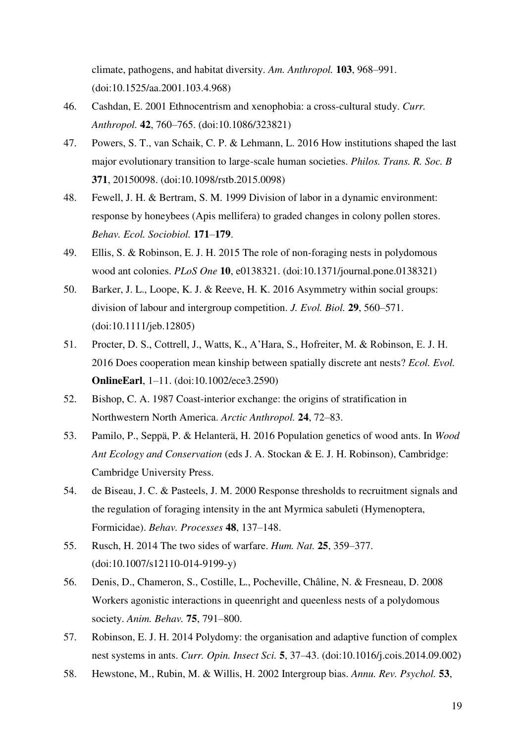climate, pathogens, and habitat diversity. *Am. Anthropol.* **103**, 968–991. (doi:10.1525/aa.2001.103.4.968)

46. Cashdan, E. 2001 Ethnocentrism and xenophobia: a cross-cultural study. *Curr. Anthropol.* **42**, 760–765. (doi:10.1086/323821)
47. Powers, S. T., van Schaik, C. P. & Lehmann, L. 2016 How institutions shaped the last major evolutionary transition to large-scale human societies. *Philos. Trans. R. Soc. B* **371**, 20150098. (doi:10.1098/rstb.2015.0098)
48. Fewell, J. H. & Bertram, S. M. 1999 Division of labor in a dynamic environment: response by honeybees (Apis mellifera) to graded changes in colony pollen stores. *Behav. Ecol. Sociobiol.* **171**–**179**.
49. Ellis, S. & Robinson, E. J. H. 2015 The role of non-foraging nests in polydomous wood ant colonies. *PLoS One* **10**, e0138321. (doi:10.1371/journal.pone.0138321)
50. Barker, J. L., Loope, K. J. & Reeve, H. K. 2016 Asymmetry within social groups: division of labour and intergroup competition. *J. Evol. Biol.* **29**, 560–571. (doi:10.1111/jeb.12805)
51. Procter, D. S., Cottrell, J., Watts, K., A'Hara, S., Hofreiter, M. & Robinson, E. J. H. 2016 Does cooperation mean kinship between spatially discrete ant nests? *Ecol. Evol.* **OnlineEarl**, 1–11. (doi:10.1002/ece3.2590)
52. Bishop, C. A. 1987 Coast-interior exchange: the origins of stratification in Northwestern North America. *Arctic Anthropol.* **24**, 72–83.
53. Pamilo, P., Seppä, P. & Helanterä, H. 2016 Population genetics of wood ants. In *Wood Ant Ecology and Conservation* (eds J. A. Stockan & E. J. H. Robinson), Cambridge: Cambridge University Press.
54. de Biseau, J. C. & Pasteels, J. M. 2000 Response thresholds to recruitment signals and the regulation of foraging intensity in the ant Myrmica sabuleti (Hymenoptera, Formicidae). *Behav. Processes* **48**, 137–148.
55. Rusch, H. 2014 The two sides of warfare. *Hum. Nat.* **25**, 359–377. (doi:10.1007/s12110-014-9199-y)
56. Denis, D., Chameron, S., Costille, L., Pocheville, Châline, N. & Fresneau, D. 2008 Workers agonistic interactions in queenright and queenless nests of a polydomous society. *Anim. Behav.* **75**, 791–800.
57. Robinson, E. J. H. 2014 Polydomy: the organisation and adaptive function of complex nest systems in ants. *Curr. Opin. Insect Sci.* **5**, 37–43. (doi:10.1016/j.cois.2014.09.002)
58. Hewstone, M., Rubin, M. & Willis, H. 2002 Intergroup bias. *Annu. Rev. Psychol.* **53**,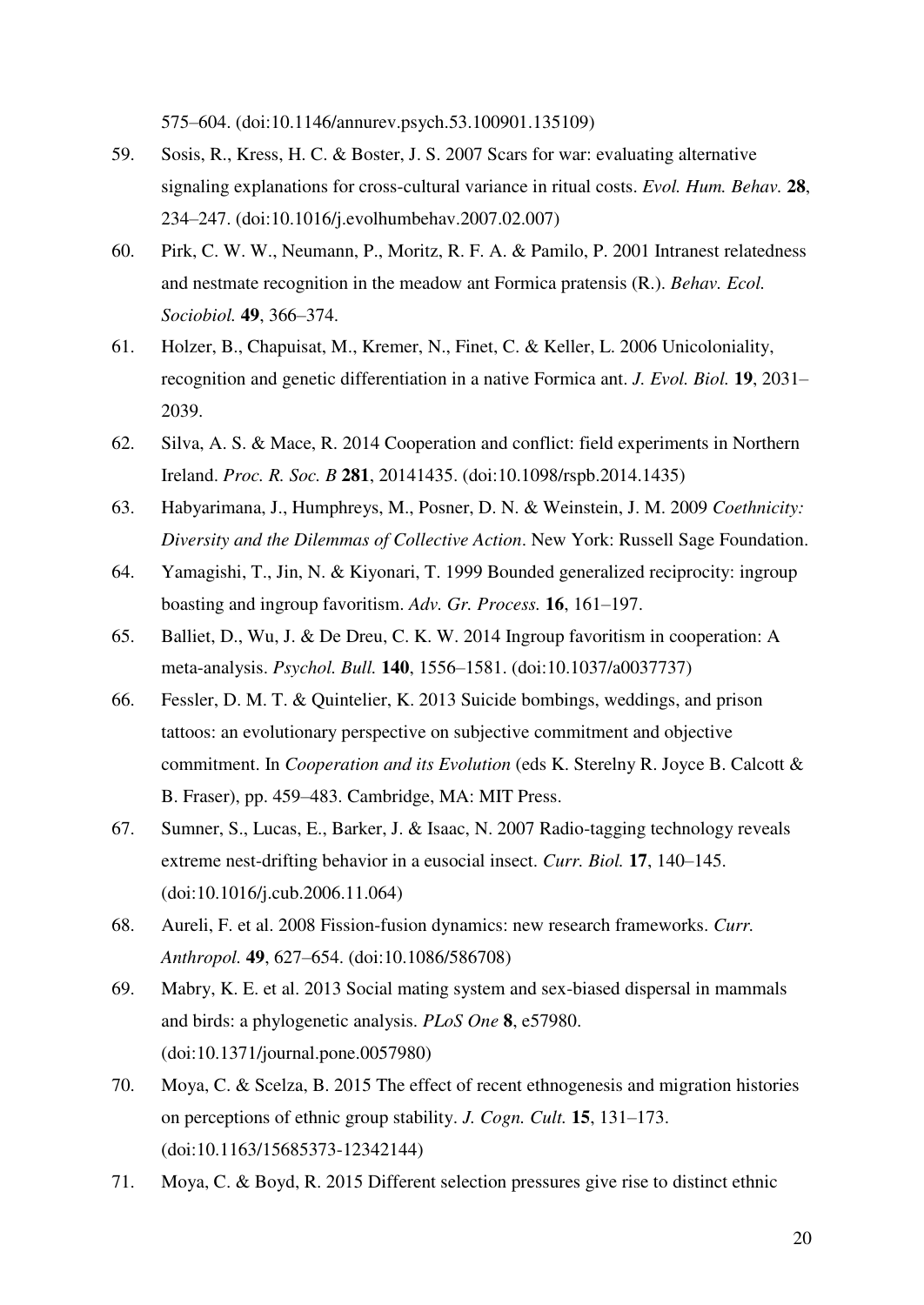575–604. (doi:10.1146/annurev.psych.53.100901.135109)

59. Sosis, R., Kress, H. C. & Boster, J. S. 2007 Scars for war: evaluating alternative signaling explanations for cross-cultural variance in ritual costs. *Evol. Hum. Behav.* **28**, 234–247. (doi:10.1016/j.evolhumbehav.2007.02.007)

60. Pirk, C. W. W., Neumann, P., Moritz, R. F. A. & Pamilo, P. 2001 Intranest relatedness and nestmate recognition in the meadow ant Formica pratensis (R.). *Behav. Ecol. Sociobiol.* **49**, 366–374.

61. Holzer, B., Chapuisat, M., Kremer, N., Finet, C. & Keller, L. 2006 Unicoloniality, recognition and genetic differentiation in a native Formica ant. *J. Evol. Biol.* **19**, 2031–2039.

62. Silva, A. S. & Mace, R. 2014 Cooperation and conflict: field experiments in Northern Ireland. *Proc. R. Soc. B* **281**, 20141435. (doi:10.1098/rspb.2014.1435)

63. Habyarimana, J., Humphreys, M., Posner, D. N. & Weinstein, J. M. 2009 *Coethnicity: Diversity and the Dilemmas of Collective Action*. New York: Russell Sage Foundation.

64. Yamagishi, T., Jin, N. & Kiyonari, T. 1999 Bounded generalized reciprocity: ingroup boasting and ingroup favoritism. *Adv. Gr. Process.* **16**, 161–197.

65. Balliet, D., Wu, J. & De Dreu, C. K. W. 2014 Ingroup favoritism in cooperation: A meta-analysis. *Psychol. Bull.* **140**, 1556–1581. (doi:10.1037/a0037737)

66. Fessler, D. M. T. & Quintelier, K. 2013 Suicide bombings, weddings, and prison tattoos: an evolutionary perspective on subjective commitment and objective commitment. In *Cooperation and its Evolution* (eds K. Sterelny R. Joyce B. Calcott & B. Fraser), pp. 459–483. Cambridge, MA: MIT Press.

67. Sumner, S., Lucas, E., Barker, J. & Isaac, N. 2007 Radio-tagging technology reveals extreme nest-drifting behavior in a eusocial insect. *Curr. Biol.* **17**, 140–145. (doi:10.1016/j.cub.2006.11.064)

68. Aureli, F. et al. 2008 Fission-fusion dynamics: new research frameworks. *Curr. Anthropol.* **49**, 627–654. (doi:10.1086/586708)

69. Mabry, K. E. et al. 2013 Social mating system and sex-biased dispersal in mammals and birds: a phylogenetic analysis. *PLoS One* **8**, e57980. (doi:10.1371/journal.pone.0057980)

70. Moya, C. & Scelza, B. 2015 The effect of recent ethnogenesis and migration histories on perceptions of ethnic group stability. *J. Cogn. Cult.* **15**, 131–173. (doi:10.1163/15685373-12342144)

71. Moya, C. & Boyd, R. 2015 Different selection pressures give rise to distinct ethnic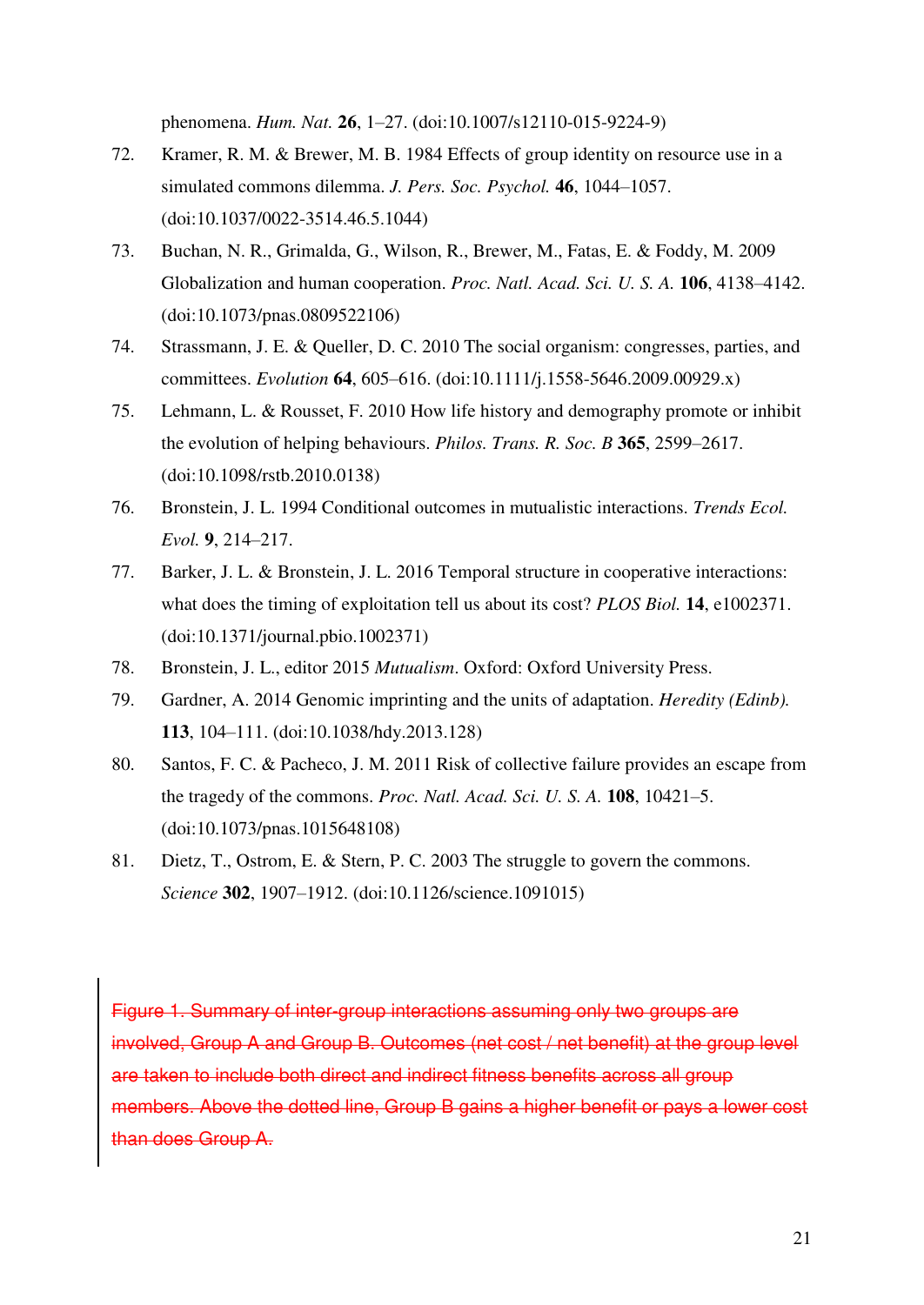phenomena. *Hum. Nat.* **26**, 1–27. (doi:10.1007/s12110-015-9224-9)

72. Kramer, R. M. & Brewer, M. B. 1984 Effects of group identity on resource use in a simulated commons dilemma. *J. Pers. Soc. Psychol.* **46**, 1044–1057. (doi:10.1037/0022-3514.46.5.1044)
73. Buchan, N. R., Grimalda, G., Wilson, R., Brewer, M., Fatas, E. & Foddy, M. 2009 Globalization and human cooperation. *Proc. Natl. Acad. Sci. U. S. A.* **106**, 4138–4142. (doi:10.1073/pnas.0809522106)
74. Strassmann, J. E. & Queller, D. C. 2010 The social organism: congresses, parties, and committees. *Evolution* **64**, 605–616. (doi:10.1111/j.1558-5646.2009.00929.x)
75. Lehmann, L. & Rousset, F. 2010 How life history and demography promote or inhibit the evolution of helping behaviours. *Philos. Trans. R. Soc. B* **365**, 2599–2617. (doi:10.1098/rstb.2010.0138)
76. Bronstein, J. L. 1994 Conditional outcomes in mutualistic interactions. *Trends Ecol. Evol.* **9**, 214–217.
77. Barker, J. L. & Bronstein, J. L. 2016 Temporal structure in cooperative interactions: what does the timing of exploitation tell us about its cost? *PLOS Biol.* **14**, e1002371. (doi:10.1371/journal.pbio.1002371)
78. Bronstein, J. L., editor 2015 *Mutualism*. Oxford: Oxford University Press.
79. Gardner, A. 2014 Genomic imprinting and the units of adaptation. *Heredity (Edinb).* **113**, 104–111. (doi:10.1038/hdy.2013.128)
80. Santos, F. C. & Pacheco, J. M. 2011 Risk of collective failure provides an escape from the tragedy of the commons. *Proc. Natl. Acad. Sci. U. S. A.* **108**, 10421–5. (doi:10.1073/pnas.1015648108)
81. Dietz, T., Ostrom, E. & Stern, P. C. 2003 The struggle to govern the commons. *Science* **302**, 1907–1912. (doi:10.1126/science.1091015)

~~Figure 1. Summary of inter-group interactions assuming only two groups are involved, Group A and Group B. Outcomes (net cost / net benefit) at the group level are taken to include both direct and indirect fitness benefits across all group members. Above the dotted line, Group B gains a higher benefit or pays a lower cost than does Group A.~~